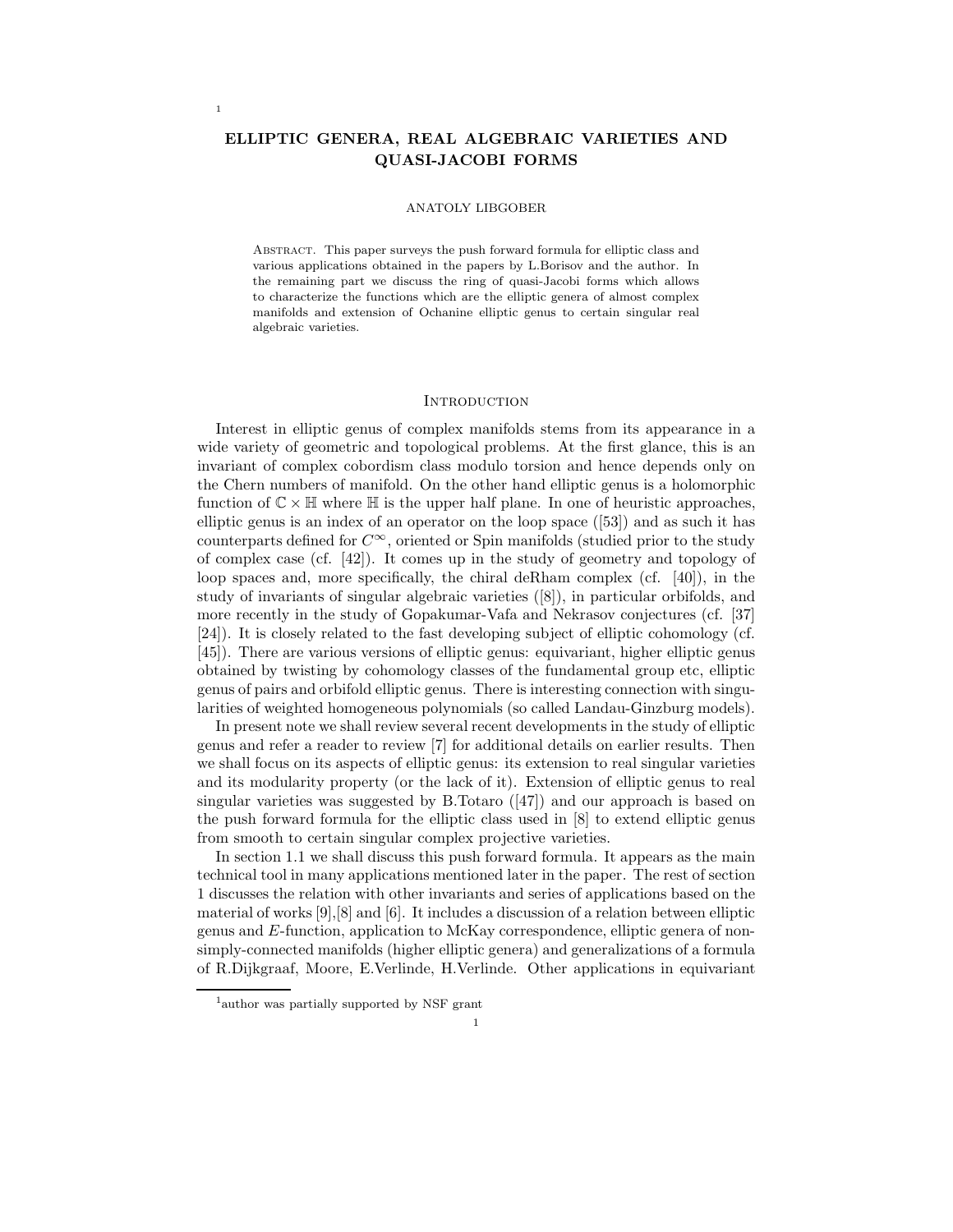# ELLIPTIC GENERA, REAL ALGEBRAIC VARIETIES AND QUASI-JACOBI FORMS

ANATOLY LIBGOBER[1]

ABSTRACT. This paper surveys the push forward formula for elliptic class and various applications obtained in the papers by L.Borisov and the author. In the remaining part we discuss the ring of quasi-Jacobi forms which allows to characterize the functions which are the elliptic genera of almost complex manifolds and extension of Ochanine elliptic genus to certain singular real algebraic varieties.

## INTRODUCTION

Interest in elliptic genus of complex manifolds stems from its appearance in a wide variety of geometric and topological problems. At the first glance, this is an invariant of complex cobordism class modulo torsion and hence depends only on the Chern numbers of manifold. On the other hand elliptic genus is a holomorphic function of $\mathbb{C} \times \mathbb{H}$ where $\mathbb{H}$ is the upper half plane. In one of heuristic approaches, elliptic genus is an index of an operator on the loop space ([53]) and as such it has counterparts defined for $C^{\infty}$, oriented or Spin manifolds (studied prior to the study of complex case (cf. [42]). It comes up in the study of geometry and topology of loop spaces and, more specifically, the chiral deRham complex (cf. [40]), in the study of invariants of singular algebraic varieties ([8]), in particular orbifolds, and more recently in the study of Gopakumar-Vafa and Nekrasov conjectures (cf. [37] [24]). It is closely related to the fast developing subject of elliptic cohomology (cf. [45]). There are various versions of elliptic genus: equivariant, higher elliptic genus obtained by twisting by cohomology classes of the fundamental group etc, elliptic genus of pairs and orbifold elliptic genus. There is interesting connection with singularities of weighted homogeneous polynomials (so called Landau-Ginzburg models).

In present note we shall review several recent developments in the study of elliptic genus and refer a reader to review [7] for additional details on earlier results. Then we shall focus on its aspects of elliptic genus: its extension to real singular varieties and its modularity property (or the lack of it). Extension of elliptic genus to real singular varieties was suggested by B.Totaro ([47]) and our approach is based on the push forward formula for the elliptic class used in [8] to extend elliptic genus from smooth to certain singular complex projective varieties.

In section 1.1 we shall discuss this push forward formula. It appears as the main technical tool in many applications mentioned later in the paper. The rest of section 1 discusses the relation with other invariants and series of applications based on the material of works [9],[8] and [6]. It includes a discussion of a relation between elliptic genus and $E$-function, application to McKay correspondence, elliptic genera of non-simply-connected manifolds (higher elliptic genera) and generalizations of a formula of R.Dijkgraaf, Moore, E.Verlinde, H.Verlinde. Other applications in equivariant

[1] author was partially supported by NSF grant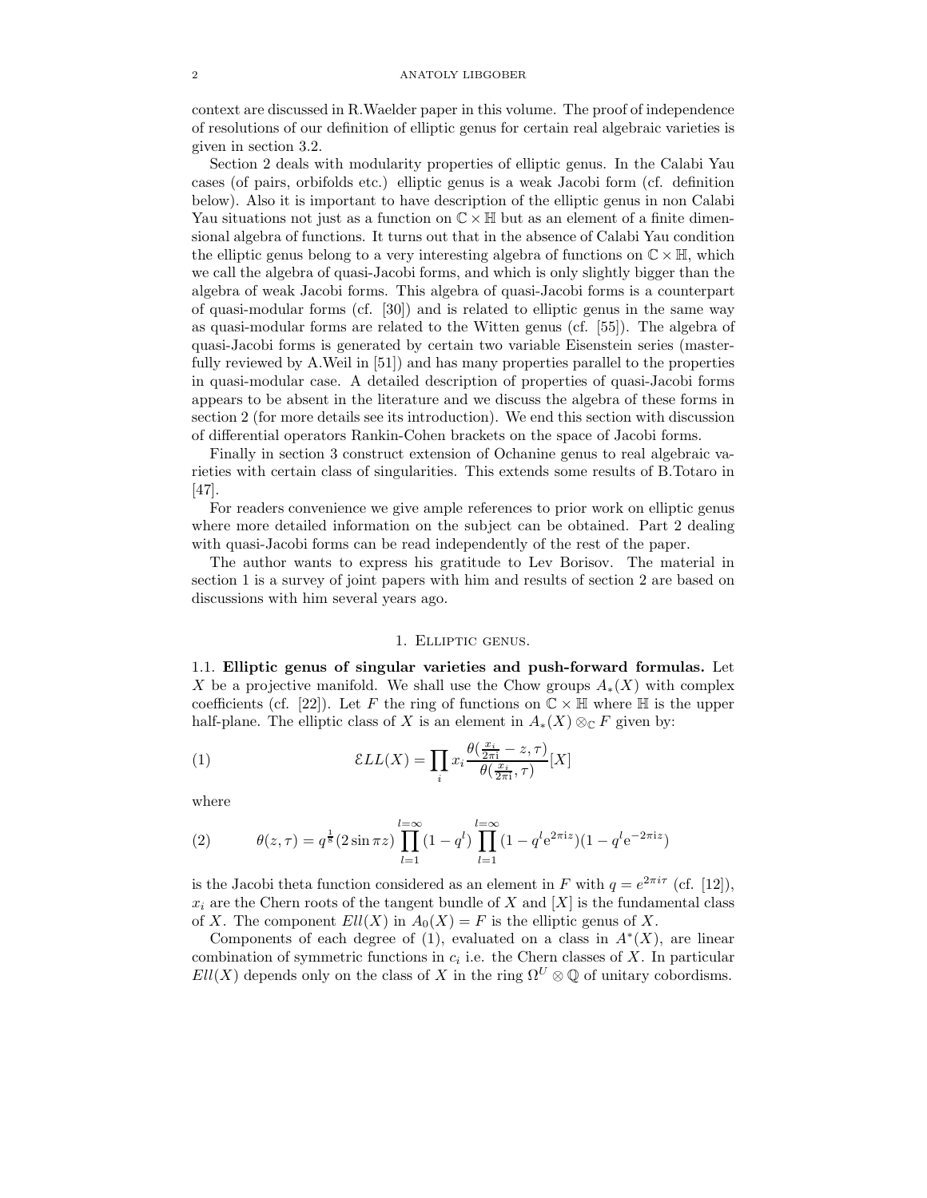context are discussed in R.Waelder paper in this volume. The proof of independence of resolutions of our definition of elliptic genus for certain real algebraic varieties is given in section 3.2.

Section 2 deals with modularity properties of elliptic genus. In the Calabi Yau cases (of pairs, orbifolds etc.) elliptic genus is a weak Jacobi form (cf. definition below). Also it is important to have description of the elliptic genus in non Calabi Yau situations not just as a function on $\mathbb{C} \times \mathbb{H}$ but as an element of a finite dimensional algebra of functions. It turns out that in the absence of Calabi Yau condition the elliptic genus belong to a very interesting algebra of functions on $\mathbb{C} \times \mathbb{H}$, which we call the algebra of quasi-Jacobi forms, and which is only slightly bigger than the algebra of weak Jacobi forms. This algebra of quasi-Jacobi forms is a counterpart of quasi-modular forms (cf. [30]) and is related to elliptic genus in the same way as quasi-modular forms are related to the Witten genus (cf. [55]). The algebra of quasi-Jacobi forms is generated by certain two variable Eisenstein series (masterfully reviewed by A.Weil in [51]) and has many properties parallel to the properties in quasi-modular case. A detailed description of properties of quasi-Jacobi forms appears to be absent in the literature and we discuss the algebra of these forms in section 2 (for more details see its introduction). We end this section with discussion of differential operators Rankin-Cohen brackets on the space of Jacobi forms.

Finally in section 3 construct extension of Ochanine genus to real algebraic varieties with certain class of singularities. This extends some results of B.Totaro in [47].

For readers convenience we give ample references to prior work on elliptic genus where more detailed information on the subject can be obtained. Part 2 dealing with quasi-Jacobi forms can be read independently of the rest of the paper.

The author wants to express his gratitude to Lev Borisov. The material in section 1 is a survey of joint papers with him and results of section 2 are based on discussions with him several years ago.

# 1. Elliptic genus.

**1.1. Elliptic genus of singular varieties and push-forward formulas.** Let $X$ be a projective manifold. We shall use the Chow groups $A_*(X)$ with complex coefficients (cf. [22]). Let $F$ the ring of functions on $\mathbb{C} \times \mathbb{H}$ where $\mathbb{H}$ is the upper half-plane. The elliptic class of $X$ is an element in $A_*(X) \otimes_{\mathbb{C}} F$ given by:

$$\mathcal{E}LL(X) = \prod_i x_i \frac{\theta(\frac{x_i}{2\pi \mathrm{i}} - z, \tau)}{\theta(\frac{x_i}{2\pi \mathrm{i}}, \tau)}[X] \tag{1}$$

where

$$\theta(z,\tau) = q^{\frac{1}{8}}(2\sin \pi z) \prod_{l=1}^{l=\infty}(1-q^l) \prod_{l=1}^{l=\infty}(1-q^l \mathrm{e}^{2\pi \mathrm{i} z})(1-q^l \mathrm{e}^{-2\pi \mathrm{i} z}) \tag{2}$$

is the Jacobi theta function considered as an element in $F$ with $q = e^{2\pi i \tau}$ (cf. [12]), $x_i$ are the Chern roots of the tangent bundle of $X$ and $[X]$ is the fundamental class of $X$. The component $Ell(X)$ in $A_0(X) = F$ is the elliptic genus of $X$.

Components of each degree of (1), evaluated on a class in $A^*(X)$, are linear combination of symmetric functions in $c_i$ i.e. the Chern classes of $X$. In particular $Ell(X)$ depends only on the class of $X$ in the ring $\Omega^U \otimes \mathbb{Q}$ of unitary cobordisms.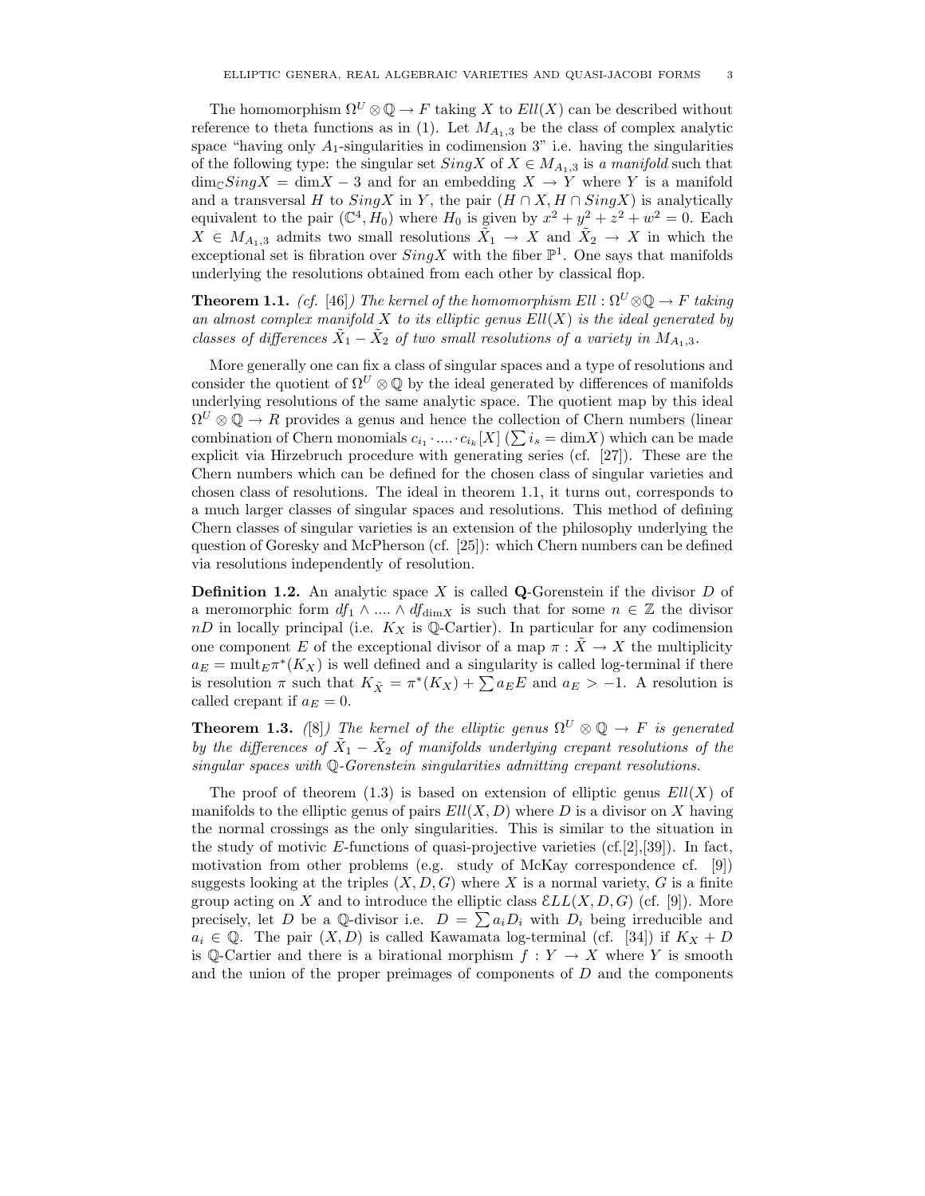The homomorphism $\Omega^U \otimes \mathbb{Q} \to F$ taking $X$ to $Ell(X)$ can be described without reference to theta functions as in (1). Let $M_{A_1,3}$ be the class of complex analytic space "having only $A_1$-singularities in codimension 3" i.e. having the singularities of the following type: the singular set $SingX$ of $X \in M_{A_1,3}$ is *a manifold* such that $\dim_{\mathbb{C}} SingX = \dim X - 3$ and for an embedding $X \to Y$ where $Y$ is a manifold and a transversal $H$ to $SingX$ in $Y$, the pair $(H \cap X, H \cap SingX)$ is analytically equivalent to the pair $(\mathbb{C}^4, H_0)$ where $H_0$ is given by $x^2 + y^2 + z^2 + w^2 = 0$. Each $X \in M_{A_1,3}$ admits two small resolutions $\tilde{X}_1 \to X$ and $\tilde{X}_2 \to X$ in which the exceptional set is fibration over $SingX$ with the fiber $\mathbb{P}^1$. One says that manifolds underlying the resolutions obtained from each other by classical flop.

**Theorem 1.1.** *(cf. [46]) The kernel of the homomorphism $Ell : \Omega^U \otimes \mathbb{Q} \to F$ taking an almost complex manifold $X$ to its elliptic genus $Ell(X)$ is the ideal generated by classes of differences $\tilde{X}_1 - \tilde{X}_2$ of two small resolutions of a variety in $M_{A_1,3}$.*

More generally one can fix a class of singular spaces and a type of resolutions and consider the quotient of $\Omega^U \otimes \mathbb{Q}$ by the ideal generated by differences of manifolds underlying resolutions of the same analytic space. The quotient map by this ideal $\Omega^U \otimes \mathbb{Q} \to R$ provides a genus and hence the collection of Chern numbers (linear combination of Chern monomials $c_{i_1} \cdot \ldots \cdot c_{i_k}[X]$ ($\sum i_s = \dim X$) which can be made explicit via Hirzebruch procedure with generating series (cf. [27]). These are the Chern numbers which can be defined for the chosen class of singular varieties and chosen class of resolutions. The ideal in theorem 1.1, it turns out, corresponds to a much larger classes of singular spaces and resolutions. This method of defining Chern classes of singular varieties is an extension of the philosophy underlying the question of Goresky and McPherson (cf. [25]): which Chern numbers can be defined via resolutions independently of resolution.

**Definition 1.2.** An analytic space $X$ is called **Q**-Gorenstein if the divisor $D$ of a meromorphic form $df_1 \wedge \ldots \wedge df_{\dim X}$ is such that for some $n \in \mathbb{Z}$ the divisor $nD$ in locally principal (i.e. $K_X$ is $\mathbb{Q}$-Cartier). In particular for any codimension one component $E$ of the exceptional divisor of a map $\pi : \tilde{X} \to X$ the multiplicity $a_E = \mathrm{mult}_E \pi^*(K_X)$ is well defined and a singularity is called log-terminal if there is resolution $\pi$ such that $K_{\tilde{X}} = \pi^*(K_X) + \sum a_E E$ and $a_E > -1$. A resolution is called crepant if $a_E = 0$.

**Theorem 1.3.** *([8]) The kernel of the elliptic genus $\Omega^U \otimes \mathbb{Q} \to F$ is generated by the differences of $\tilde{X}_1 - \tilde{X}_2$ of manifolds underlying crepant resolutions of the singular spaces with $\mathbb{Q}$-Gorenstein singularities admitting crepant resolutions.*

The proof of theorem (1.3) is based on extension of elliptic genus $Ell(X)$ of manifolds to the elliptic genus of pairs $Ell(X, D)$ where $D$ is a divisor on $X$ having the normal crossings as the only singularities. This is similar to the situation in the study of motivic $E$-functions of quasi-projective varieties (cf.[2],[39]). In fact, motivation from other problems (e.g. study of McKay correspondence cf. [9]) suggests looking at the triples $(X, D, G)$ where $X$ is a normal variety, $G$ is a finite group acting on $X$ and to introduce the elliptic class $\mathcal{E}LL(X, D, G)$ (cf. [9]). More precisely, let $D$ be a $\mathbb{Q}$-divisor i.e. $D = \sum a_i D_i$ with $D_i$ being irreducible and $a_i \in \mathbb{Q}$. The pair $(X, D)$ is called Kawamata log-terminal (cf. [34]) if $K_X + D$ is $\mathbb{Q}$-Cartier and there is a birational morphism $f : Y \to X$ where $Y$ is smooth and the union of the proper preimages of components of $D$ and the components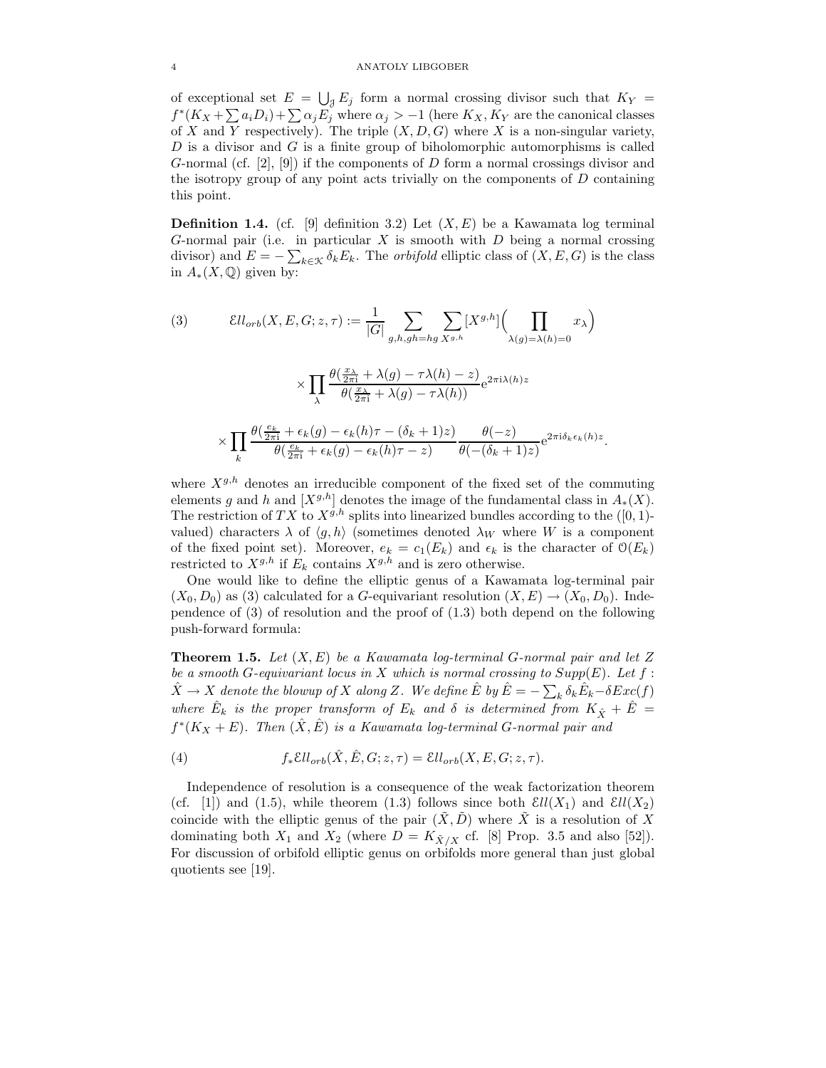of exceptional set $E = \bigcup_{\mathcal{J}} E_j$ form a normal crossing divisor such that $K_Y = f^*(K_X + \sum a_i D_i) + \sum \alpha_j E_j$ where $\alpha_j > -1$ (here $K_X, K_Y$ are the canonical classes of $X$ and $Y$ respectively). The triple $(X, D, G)$ where $X$ is a non-singular variety, $D$ is a divisor and $G$ is a finite group of biholomorphic automorphisms is called $G$-normal (cf. [2], [9]) if the components of $D$ form a normal crossings divisor and the isotropy group of any point acts trivially on the components of $D$ containing this point.

**Definition 1.4.** (cf. [9] definition 3.2) Let $(X, E)$ be a Kawamata log terminal $G$-normal pair (i.e. in particular $X$ is smooth with $D$ being a normal crossing divisor) and $E = -\sum_{k \in \mathcal{K}} \delta_k E_k$. The *orbifold* elliptic class of $(X, E, G)$ is the class in $A_*(X, \mathbb{Q})$ given by:

$$\mathcal{E}ll_{orb}(X, E, G; z, \tau) := \frac{1}{|G|} \sum_{g,h,gh=hg} \sum_{X^{g,h}} [X^{g,h}] \Big( \prod_{\lambda(g)=\lambda(h)=0} x_\lambda \Big) \tag{3}$$

$$\times \prod_\lambda \frac{\theta(\frac{x_\lambda}{2\pi \mathrm{i}} + \lambda(g) - \tau\lambda(h) - z)}{\theta(\frac{x_\lambda}{2\pi \mathrm{i}} + \lambda(g) - \tau\lambda(h))} \mathrm{e}^{2\pi \mathrm{i} \lambda(h) z}$$

$$\times \prod_k \frac{\theta(\frac{e_k}{2\pi \mathrm{i}} + \epsilon_k(g) - \epsilon_k(h)\tau - (\delta_k + 1)z)}{\theta(\frac{e_k}{2\pi \mathrm{i}} + \epsilon_k(g) - \epsilon_k(h)\tau - z)} \frac{\theta(-z)}{\theta(-(\delta_k + 1)z)} \mathrm{e}^{2\pi \mathrm{i} \delta_k \epsilon_k(h) z}.$$

where $X^{g,h}$ denotes an irreducible component of the fixed set of the commuting elements $g$ and $h$ and $[X^{g,h}]$ denotes the image of the fundamental class in $A_*(X)$. The restriction of $TX$ to $X^{g,h}$ splits into linearized bundles according to the ($[0,1)$-valued) characters $\lambda$ of $\langle g, h \rangle$ (sometimes denoted $\lambda_W$ where $W$ is a component of the fixed point set). Moreover, $e_k = c_1(E_k)$ and $\epsilon_k$ is the character of $\mathcal{O}(E_k)$ restricted to $X^{g,h}$ if $E_k$ contains $X^{g,h}$ and is zero otherwise.

One would like to define the elliptic genus of a Kawamata log-terminal pair $(X_0, D_0)$ as (3) calculated for a $G$-equivariant resolution $(X, E) \to (X_0, D_0)$. Independence of (3) of resolution and the proof of (1.3) both depend on the following push-forward formula:

**Theorem 1.5.** *Let $(X, E)$ be a Kawamata log-terminal $G$-normal pair and let $Z$ be a smooth $G$-equivariant locus in $X$ which is normal crossing to $Supp(E)$. Let $f : \hat{X} \to X$ denote the blowup of $X$ along $Z$. We define $\hat{E}$ by $\hat{E} = -\sum_k \delta_k \hat{E}_k - \delta Exc(f)$ where $\hat{E}_k$ is the proper transform of $E_k$ and $\delta$ is determined from $K_{\hat{X}} + \hat{E} = f^*(K_X + E)$. Then $(\hat{X}, \hat{E})$ is a Kawamata log-terminal $G$-normal pair and*

$$f_* \mathcal{E}ll_{orb}(\hat{X}, \hat{E}, G; z, \tau) = \mathcal{E}ll_{orb}(X, E, G; z, \tau). \tag{4}$$

Independence of resolution is a consequence of the weak factorization theorem (cf. [1]) and (1.5), while theorem (1.3) follows since both $\mathcal{E}ll(X_1)$ and $\mathcal{E}ll(X_2)$ coincide with the elliptic genus of the pair $(\tilde{X}, \tilde{D})$ where $\tilde{X}$ is a resolution of $X$ dominating both $X_1$ and $X_2$ (where $D = K_{\tilde{X}/X}$ cf. [8] Prop. 3.5 and also [52]). For discussion of orbifold elliptic genus on orbifolds more general than just global quotients see [19].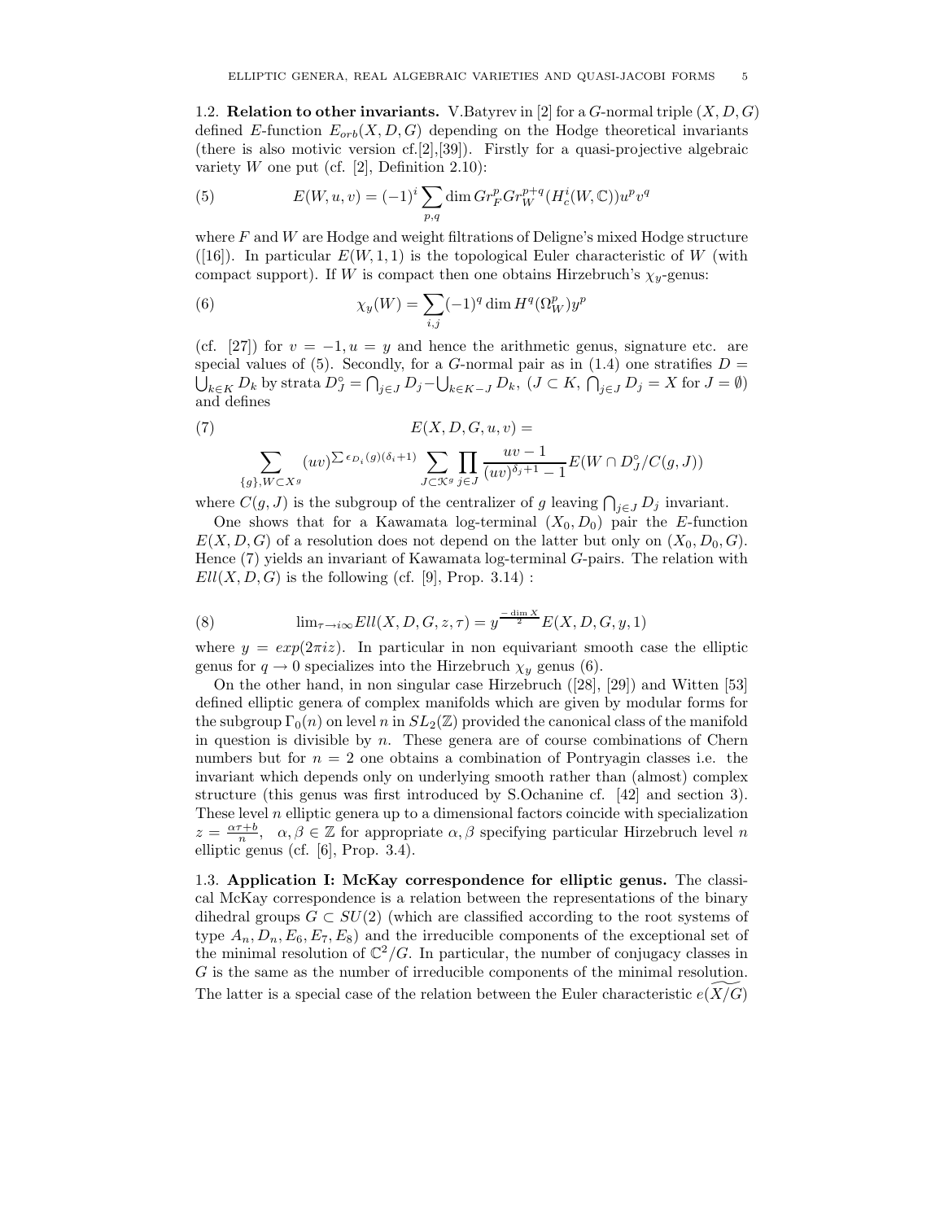1.2. **Relation to other invariants.** V.Batyrev in [2] for a $G$-normal triple $(X, D, G)$ defined $E$-function $E_{orb}(X, D, G)$ depending on the Hodge theoretical invariants (there is also motivic version cf.[2],[39]). Firstly for a quasi-projective algebraic variety $W$ one put (cf. [2], Definition 2.10):

$$E(W, u, v) = (-1)^i \sum_{p,q} \dim Gr_F^p Gr_W^{p+q}(H_c^i(W, \mathbb{C}))u^p v^q \tag{5}$$

where $F$ and $W$ are Hodge and weight filtrations of Deligne's mixed Hodge structure ([16]). In particular $E(W, 1, 1)$ is the topological Euler characteristic of $W$ (with compact support). If $W$ is compact then one obtains Hirzebruch's $\chi_y$-genus:

$$\chi_y(W) = \sum_{i,j} (-1)^q \dim H^q(\Omega_W^p) y^p \tag{6}$$

(cf. [27]) for $v = -1, u = y$ and hence the arithmetic genus, signature etc. are special values of (5). Secondly, for a $G$-normal pair as in (1.4) one stratifies $D = \bigcup_{k \in K} D_k$ by strata $D_J^\circ = \bigcap_{j \in J} D_j - \bigcup_{k \in K-J} D_k$, ($J \subset K$, $\bigcap_{j \in J} D_j = X$ for $J = \emptyset$) and defines

$$E(X, D, G, u, v) = \tag{7}$$

$$\sum_{\{g\}, W \subset X^g} (uv)^{\sum \epsilon_{D_i}(g)(\delta_i + 1)} \sum_{J \subset \mathcal{K}^g} \prod_{j \in J} \frac{uv - 1}{(uv)^{\delta_j + 1} - 1} E(W \cap D_J^\circ / C(g, J))$$

where $C(g, J)$ is the subgroup of the centralizer of $g$ leaving $\bigcap_{j \in J} D_j$ invariant.

One shows that for a Kawamata log-terminal $(X_0, D_0)$ pair the $E$-function $E(X, D, G)$ of a resolution does not depend on the latter but only on $(X_0, D_0, G)$. Hence (7) yields an invariant of Kawamata log-terminal $G$-pairs. The relation with $Ell(X, D, G)$ is the following (cf. [9], Prop. 3.14) :

$$\lim_{\tau \to i\infty} Ell(X, D, G, z, \tau) = y^{\frac{-\dim X}{2}} E(X, D, G, y, 1) \tag{8}$$

where $y = exp(2\pi i z)$. In particular in non equivariant smooth case the elliptic genus for $q \to 0$ specializes into the Hirzebruch $\chi_y$ genus (6).

On the other hand, in non singular case Hirzebruch ([28], [29]) and Witten [53] defined elliptic genera of complex manifolds which are given by modular forms for the subgroup $\Gamma_0(n)$ on level $n$ in $SL_2(\mathbb{Z})$ provided the canonical class of the manifold in question is divisible by $n$. These genera are of course combinations of Chern numbers but for $n = 2$ one obtains a combination of Pontryagin classes i.e. the invariant which depends only on underlying smooth rather than (almost) complex structure (this genus was first introduced by S.Ochanine cf. [42] and section 3). These level $n$ elliptic genera up to a dimensional factors coincide with specialization $z = \frac{\alpha\tau + b}{n}$, $\alpha, \beta \in \mathbb{Z}$ for appropriate $\alpha, \beta$ specifying particular Hirzebruch level $n$ elliptic genus (cf. [6], Prop. 3.4).

1.3. **Application I: McKay correspondence for elliptic genus.** The classical McKay correspondence is a relation between the representations of the binary dihedral groups $G \subset SU(2)$ (which are classified according to the root systems of type $A_n, D_n, E_6, E_7, E_8$) and the irreducible components of the exceptional set of the minimal resolution of $\mathbb{C}^2/G$. In particular, the number of conjugacy classes in $G$ is the same as the number of irreducible components of the minimal resolution. The latter is a special case of the relation between the Euler characteristic $e(\widetilde{X/G})$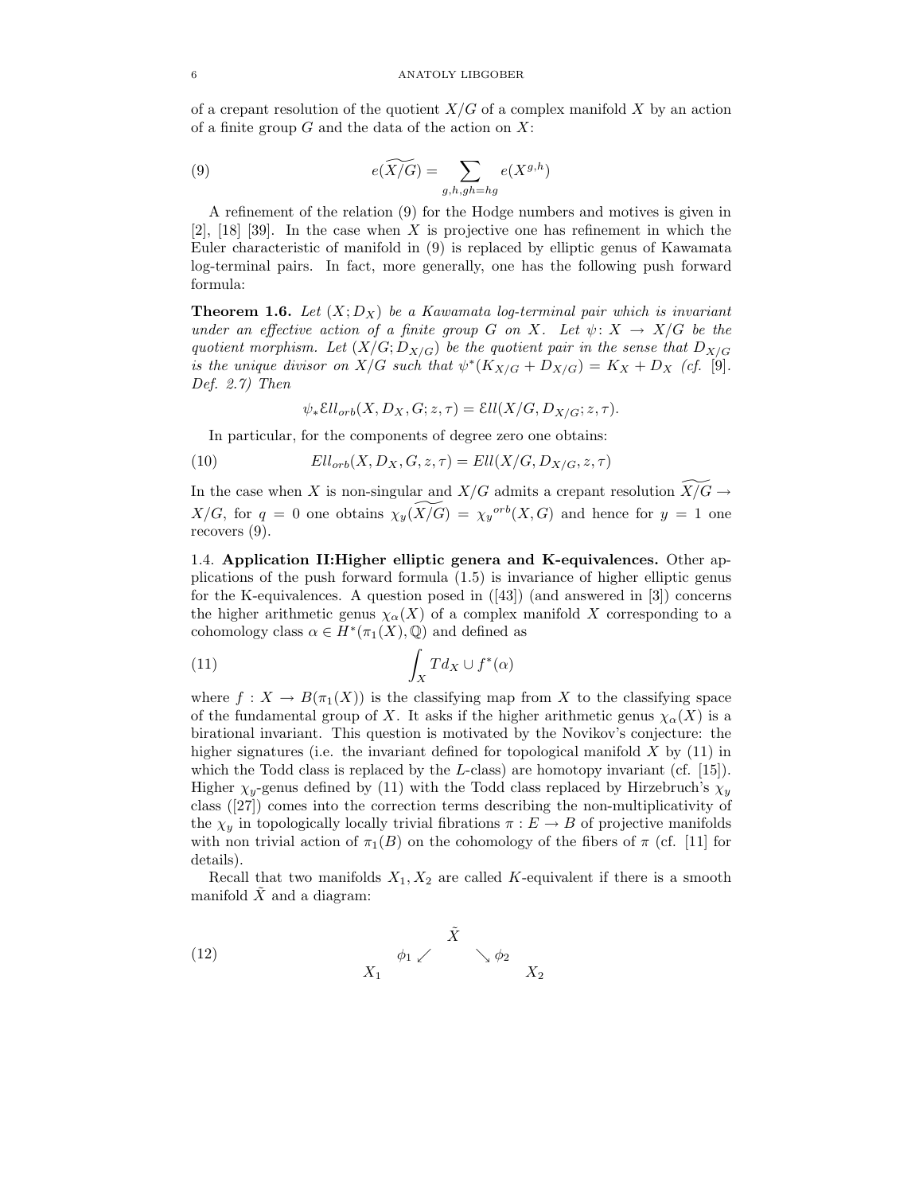of a crepant resolution of the quotient $X/G$ of a complex manifold $X$ by an action of a finite group $G$ and the data of the action on $X$:

$$e(\widetilde{X/G}) = \sum_{g,h,gh=hg} e(X^{g,h}) \tag{9}$$

A refinement of the relation (9) for the Hodge numbers and motives is given in [2], [18] [39]. In the case when $X$ is projective one has refinement in which the Euler characteristic of manifold in (9) is replaced by elliptic genus of Kawamata log-terminal pairs. In fact, more generally, one has the following push forward formula:

**Theorem 1.6.** *Let $(X; D_X)$ be a Kawamata log-terminal pair which is invariant under an effective action of a finite group $G$ on $X$. Let $\psi \colon X \to X/G$ be the quotient morphism. Let $(X/G; D_{X/G})$ be the quotient pair in the sense that $D_{X/G}$ is the unique divisor on $X/G$ such that $\psi^*(K_{X/G} + D_{X/G}) = K_X + D_X$ (cf. [9]. Def. 2.7) Then*

$$\psi_* \mathcal{E}ll_{orb}(X, D_X, G; z, \tau) = \mathcal{E}ll(X/G, D_{X/G}; z, \tau).$$

In particular, for the components of degree zero one obtains:

$$Ell_{orb}(X, D_X, G, z, \tau) = Ell(X/G, D_{X/G}, z, \tau) \tag{10}$$

In the case when $X$ is non-singular and $X/G$ admits a crepant resolution $\widetilde{X/G} \to X/G$, for $q = 0$ one obtains $\chi_y(\widetilde{X/G}) = {\chi_y}^{orb}(X, G)$ and hence for $y = 1$ one recovers (9).

### 1.4. Application II:Higher elliptic genera and K-equivalences.

Other applications of the push forward formula (1.5) is invariance of higher elliptic genus for the K-equivalences. A question posed in ([43]) (and answered in [3]) concerns the higher arithmetic genus $\chi_\alpha(X)$ of a complex manifold $X$ corresponding to a cohomology class $\alpha \in H^*(\pi_1(X), \mathbb{Q})$ and defined as

$$\int_X Td_X \cup f^*(\alpha) \tag{11}$$

where $f : X \to B(\pi_1(X))$ is the classifying map from $X$ to the classifying space of the fundamental group of $X$. It asks if the higher arithmetic genus $\chi_\alpha(X)$ is a birational invariant. This question is motivated by the Novikov's conjecture: the higher signatures (i.e. the invariant defined for topological manifold $X$ by (11) in which the Todd class is replaced by the $L$-class) are homotopy invariant (cf. [15]). Higher $\chi_y$-genus defined by (11) with the Todd class replaced by Hirzebruch's $\chi_y$ class ([27]) comes into the correction terms describing the non-multiplicativity of the $\chi_y$ in topologically locally trivial fibrations $\pi : E \to B$ of projective manifolds with non trivial action of $\pi_1(B)$ on the cohomology of the fibers of $\pi$ (cf. [11] for details).

Recall that two manifolds $X_1, X_2$ are called $K$-equivalent if there is a smooth manifold $\tilde{X}$ and a diagram:

$$\begin{array}{ccccc} & & \tilde{X} & & \\ & \phi_1 \swarrow & & \searrow \phi_2 & \\ X_1 & & & & X_2 \end{array} \tag{12}$$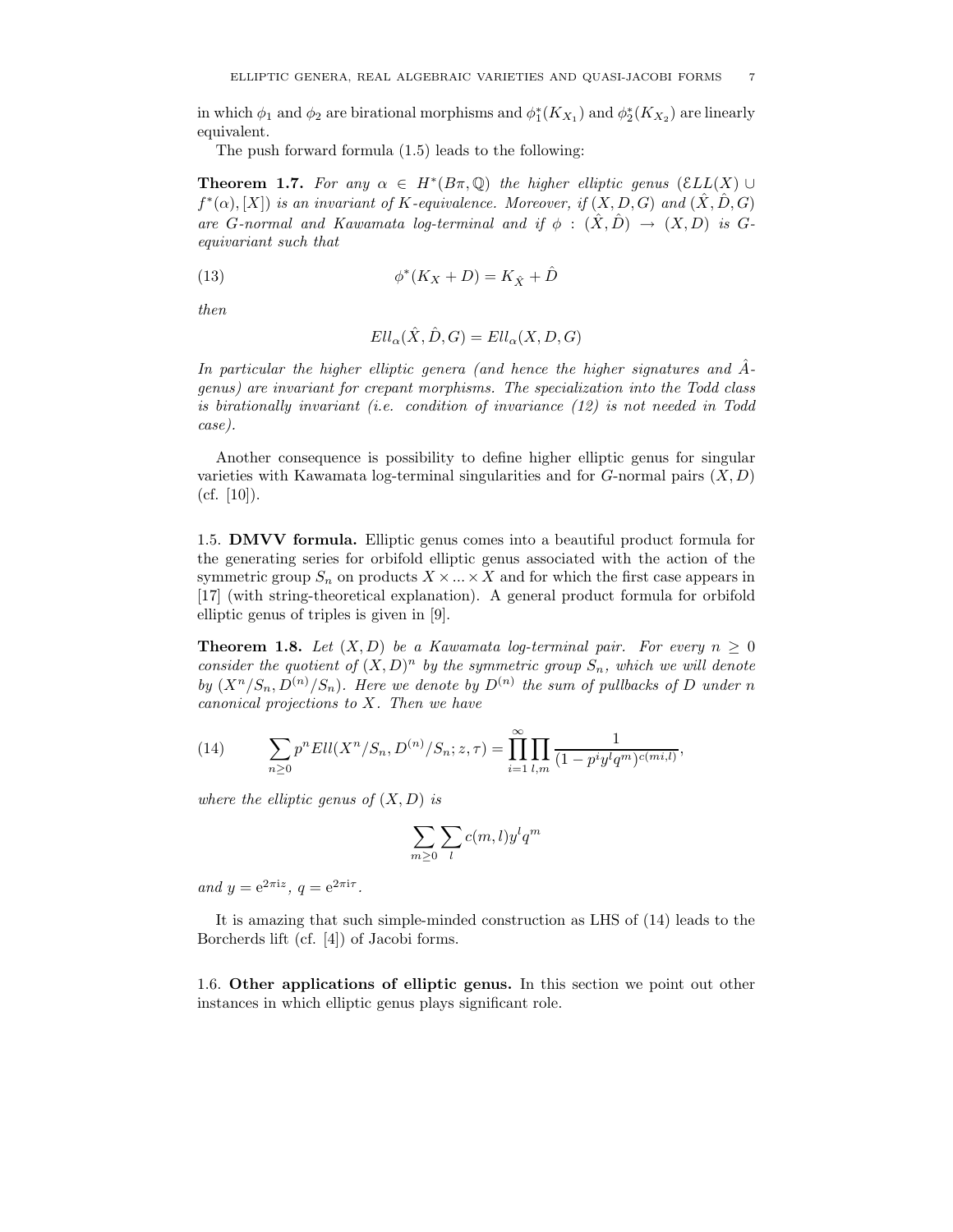in which $\phi_1$ and $\phi_2$ are birational morphisms and $\phi_1^*(K_{X_1})$ and $\phi_2^*(K_{X_2})$ are linearly equivalent.

The push forward formula (1.5) leads to the following:

**Theorem 1.7.** *For any $\alpha \in H^*(B\pi, \mathbb{Q})$ the higher elliptic genus $(\mathcal{E}LL(X) \cup f^*(\alpha), [X])$ is an invariant of $K$-equivalence. Moreover, if $(X, D, G)$ and $(\hat{X}, \hat{D}, G)$ are $G$-normal and Kawamata log-terminal and if $\phi : (\hat{X}, \hat{D}) \to (X, D)$ is $G$-equivariant such that*

$$\phi^*(K_X + D) = K_{\hat{X}} + \hat{D} \tag{13}$$

*then*

$$Ell_\alpha(\hat{X}, \hat{D}, G) = Ell_\alpha(X, D, G)$$

*In particular the higher elliptic genera (and hence the higher signatures and $\hat{A}$-genus) are invariant for crepant morphisms. The specialization into the Todd class is birationally invariant (i.e. condition of invariance (12) is not needed in Todd case).*

Another consequence is possibility to define higher elliptic genus for singular varieties with Kawamata log-terminal singularities and for $G$-normal pairs $(X, D)$ (cf. [10]).

1.5. **DMVV formula.** Elliptic genus comes into a beautiful product formula for the generating series for orbifold elliptic genus associated with the action of the symmetric group $S_n$ on products $X \times ... \times X$ and for which the first case appears in [17] (with string-theoretical explanation). A general product formula for orbifold elliptic genus of triples is given in [9].

**Theorem 1.8.** *Let $(X, D)$ be a Kawamata log-terminal pair. For every $n \geq 0$ consider the quotient of $(X, D)^n$ by the symmetric group $S_n$, which we will denote by $(X^n/S_n, D^{(n)}/S_n)$. Here we denote by $D^{(n)}$ the sum of pullbacks of $D$ under $n$ canonical projections to $X$. Then we have*

$$\sum_{n \geq 0} p^n Ell(X^n/S_n, D^{(n)}/S_n; z, \tau) = \prod_{i=1}^{\infty} \prod_{l,m} \frac{1}{(1 - p^i y^l q^m)^{c(mi,l)}}, \tag{14}$$

*where the elliptic genus of $(X, D)$ is*

$$\sum_{m \geq 0} \sum_{l} c(m, l) y^l q^m$$

*and $y = \mathrm{e}^{2\pi \mathrm{i} z}$, $q = \mathrm{e}^{2\pi \mathrm{i} \tau}$.*

It is amazing that such simple-minded construction as LHS of (14) leads to the Borcherds lift (cf. [4]) of Jacobi forms.

1.6. **Other applications of elliptic genus.** In this section we point out other instances in which elliptic genus plays significant role.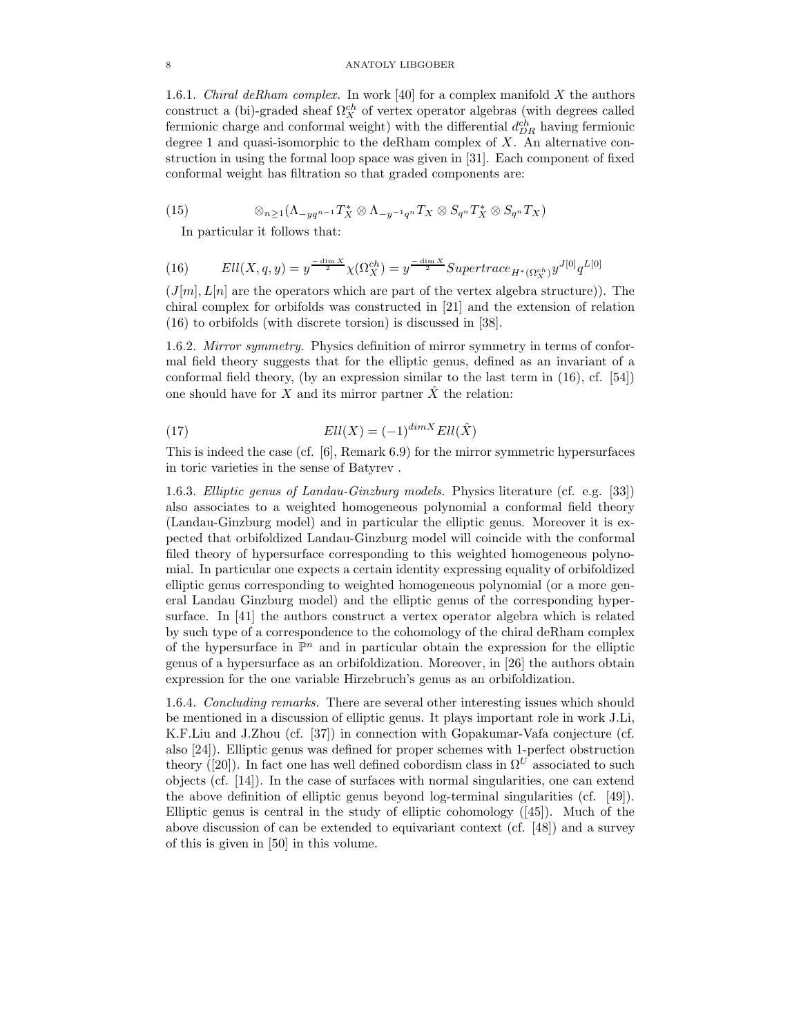1.6.1. *Chiral deRham complex.* In work [40] for a complex manifold $X$ the authors construct a (bi)-graded sheaf $\Omega_X^{ch}$ of vertex operator algebras (with degrees called fermionic charge and conformal weight) with the differential $d_{DR}^{ch}$ having fermionic degree 1 and quasi-isomorphic to the deRham complex of $X$. An alternative construction in using the formal loop space was given in [31]. Each component of fixed conformal weight has filtration so that graded components are:

$$\otimes_{n\geq 1}(\Lambda_{-yq^{n-1}}T_X^* \otimes \Lambda_{-y^{-1}q^n}T_X \otimes S_{q^n}T_X^* \otimes S_{q^n}T_X) \tag{15}$$

In particular it follows that:

$$Ell(X,q,y) = y^{\frac{-\dim X}{2}}\chi(\Omega_X^{ch}) = y^{\frac{-\dim X}{2}} Supertrace_{H^*(\Omega_X^{ch})} y^{J[0]}q^{L[0]} \tag{16}$$

($J[m], L[n]$ are the operators which are part of the vertex algebra structure)). The chiral complex for orbifolds was constructed in [21] and the extension of relation (16) to orbifolds (with discrete torsion) is discussed in [38].

1.6.2. *Mirror symmetry.* Physics definition of mirror symmetry in terms of conformal field theory suggests that for the elliptic genus, defined as an invariant of a conformal field theory, (by an expression similar to the last term in (16), cf. [54]) one should have for $X$ and its mirror partner $\hat{X}$ the relation:

$$Ell(X) = (-1)^{dim X} Ell(\hat{X}) \tag{17}$$

This is indeed the case (cf. [6], Remark 6.9) for the mirror symmetric hypersurfaces in toric varieties in the sense of Batyrev .

1.6.3. *Elliptic genus of Landau-Ginzburg models.* Physics literature (cf. e.g. [33]) also associates to a weighted homogeneous polynomial a conformal field theory (Landau-Ginzburg model) and in particular the elliptic genus. Moreover it is expected that orbifoldized Landau-Ginzburg model will coincide with the conformal filed theory of hypersurface corresponding to this weighted homogeneous polynomial. In particular one expects a certain identity expressing equality of orbifoldized elliptic genus corresponding to weighted homogeneous polynomial (or a more general Landau Ginzburg model) and the elliptic genus of the corresponding hypersurface. In [41] the authors construct a vertex operator algebra which is related by such type of a correspondence to the cohomology of the chiral deRham complex of the hypersurface in $\mathbb{P}^n$ and in particular obtain the expression for the elliptic genus of a hypersurface as an orbifoldization. Moreover, in [26] the authors obtain expression for the one variable Hirzebruch's genus as an orbifoldization.

1.6.4. *Concluding remarks.* There are several other interesting issues which should be mentioned in a discussion of elliptic genus. It plays important role in work J.Li, K.F.Liu and J.Zhou (cf. [37]) in connection with Gopakumar-Vafa conjecture (cf. also [24]). Elliptic genus was defined for proper schemes with 1-perfect obstruction theory ([20]). In fact one has well defined cobordism class in $\Omega^U$ associated to such objects (cf. [14]). In the case of surfaces with normal singularities, one can extend the above definition of elliptic genus beyond log-terminal singularities (cf. [49]). Elliptic genus is central in the study of elliptic cohomology ([45]). Much of the above discussion of can be extended to equivariant context (cf. [48]) and a survey of this is given in [50] in this volume.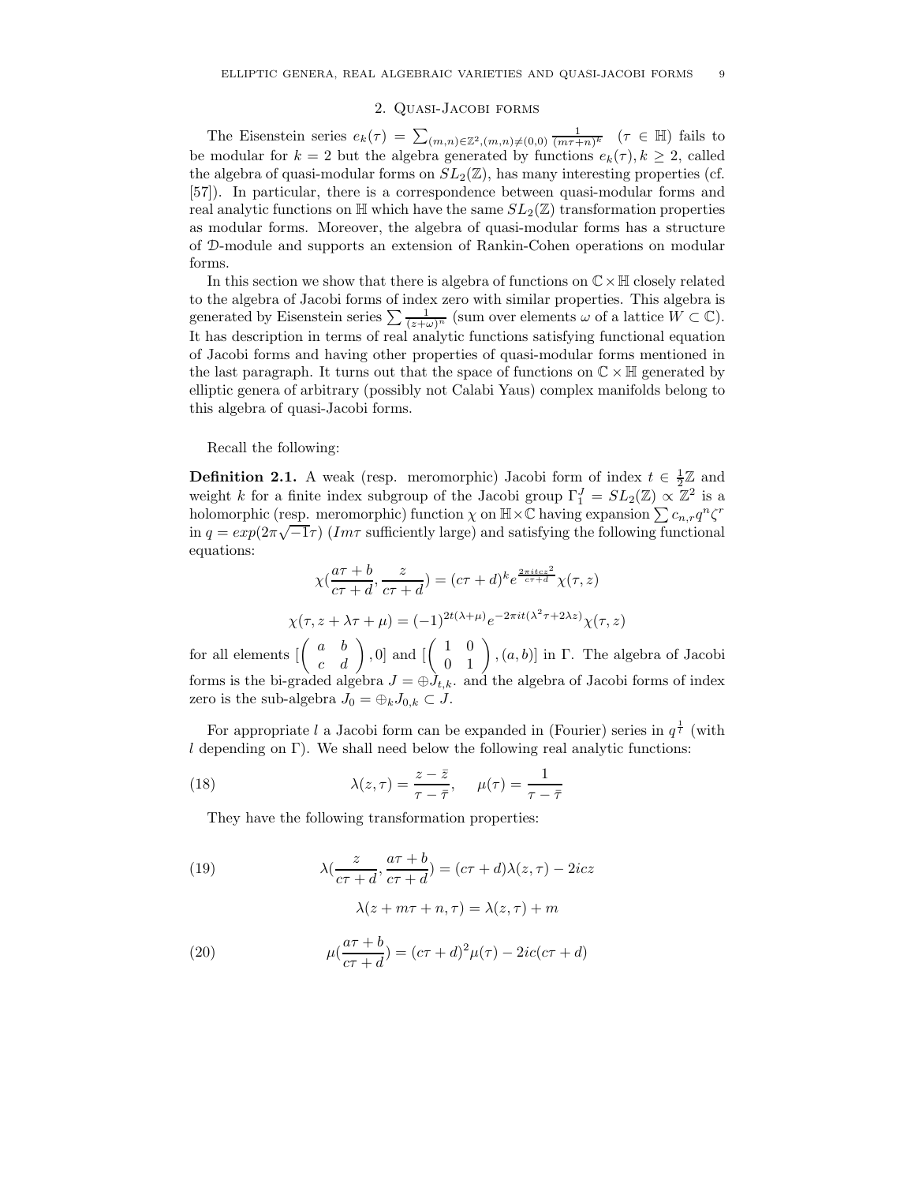## 2. Quasi-Jacobi forms

The Eisenstein series $e_k(\tau) = \sum_{(m,n)\in\mathbb{Z}^2,(m,n)\neq(0,0)} \frac{1}{(m\tau+n)^k}$ $(\tau \in \mathbb{H})$ fails to be modular for $k = 2$ but the algebra generated by functions $e_k(\tau), k \geq 2$, called the algebra of quasi-modular forms on $SL_2(\mathbb{Z})$, has many interesting properties (cf. [57]). In particular, there is a correspondence between quasi-modular forms and real analytic functions on $\mathbb{H}$ which have the same $SL_2(\mathbb{Z})$ transformation properties as modular forms. Moreover, the algebra of quasi-modular forms has a structure of $\mathcal{D}$-module and supports an extension of Rankin-Cohen operations on modular forms.

In this section we show that there is algebra of functions on $\mathbb{C}\times\mathbb{H}$ closely related to the algebra of Jacobi forms of index zero with similar properties. This algebra is generated by Eisenstein series $\sum \frac{1}{(z+\omega)^n}$ (sum over elements $\omega$ of a lattice $W \subset \mathbb{C}$). It has description in terms of real analytic functions satisfying functional equation of Jacobi forms and having other properties of quasi-modular forms mentioned in the last paragraph. It turns out that the space of functions on $\mathbb{C}\times\mathbb{H}$ generated by elliptic genera of arbitrary (possibly not Calabi Yaus) complex manifolds belong to this algebra of quasi-Jacobi forms.

Recall the following:

**Definition 2.1.** A weak (resp. meromorphic) Jacobi form of index $t \in \frac{1}{2}\mathbb{Z}$ and weight $k$ for a finite index subgroup of the Jacobi group $\Gamma_1^J = SL_2(\mathbb{Z}) \propto \mathbb{Z}^2$ is a holomorphic (resp. meromorphic) function $\chi$ on $\mathbb{H}\times\mathbb{C}$ having expansion $\sum c_{n,r}q^n\zeta^r$ in $q = exp(2\pi\sqrt{-1}\tau)$ ($Im\tau$ sufficiently large) and satisfying the following functional equations:

$$\chi(\frac{a\tau+b}{c\tau+d}, \frac{z}{c\tau+d}) = (c\tau+d)^k e^{\frac{2\pi itcz^2}{c\tau+d}}\chi(\tau,z)$$

$$\chi(\tau, z+\lambda\tau+\mu) = (-1)^{2t(\lambda+\mu)}e^{-2\pi it(\lambda^2\tau+2\lambda z)}\chi(\tau,z)$$

for all elements $[\begin{pmatrix} a & b \\ c & d \end{pmatrix}, 0]$ and $[\begin{pmatrix} 1 & 0 \\ 0 & 1 \end{pmatrix}, (a,b)]$ in $\Gamma$. The algebra of Jacobi forms is the bi-graded algebra $J = \oplus J_{t,k}$. and the algebra of Jacobi forms of index zero is the sub-algebra $J_0 = \oplus_k J_{0,k} \subset J$.

For appropriate $l$ a Jacobi form can be expanded in (Fourier) series in $q^{\frac{1}{l}}$ (with $l$ depending on $\Gamma$). We shall need below the following real analytic functions:

$$\lambda(z,\tau) = \frac{z-\bar{z}}{\tau-\bar{\tau}}, \quad \mu(\tau) = \frac{1}{\tau-\bar{\tau}} \tag{18}$$

They have the following transformation properties:

$$\lambda(\frac{z}{c\tau+d}, \frac{a\tau+b}{c\tau+d}) = (c\tau+d)\lambda(z,\tau) - 2icz \tag{19}$$

$$\lambda(z+m\tau+n,\tau) = \lambda(z,\tau) + m$$

$$\mu(\frac{a\tau+b}{c\tau+d}) = (c\tau+d)^2\mu(\tau) - 2ic(c\tau+d) \tag{20}$$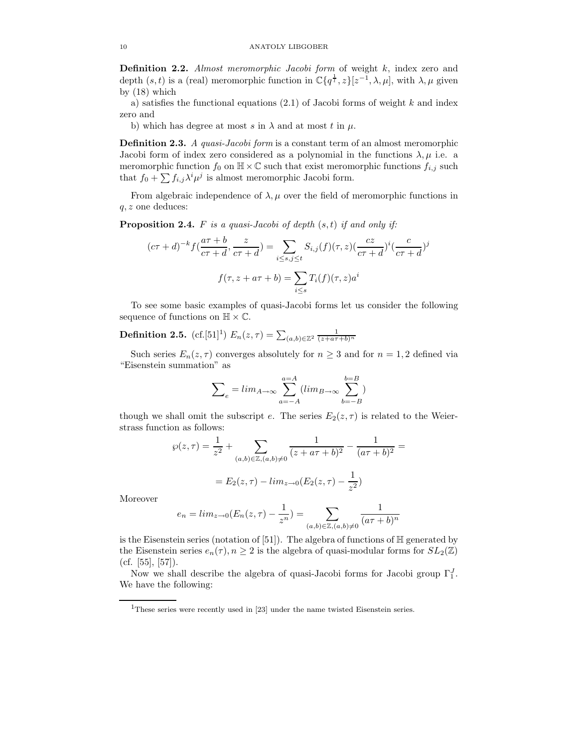**Definition 2.2.** *Almost meromorphic Jacobi form* of weight $k$, index zero and depth $(s,t)$ is a (real) meromorphic function in $\mathbb{C}\{q^{\frac{1}{t}}, z\}[z^{-1}, \lambda, \mu]$, with $\lambda, \mu$ given by (18) which

a) satisfies the functional equations (2.1) of Jacobi forms of weight $k$ and index zero and

b) which has degree at most $s$ in $\lambda$ and at most $t$ in $\mu$.

**Definition 2.3.** *A quasi-Jacobi form* is a constant term of an almost meromorphic Jacobi form of index zero considered as a polynomial in the functions $\lambda, \mu$ i.e. a meromorphic function $f_0$ on $\mathbb{H} \times \mathbb{C}$ such that exist meromorphic functions $f_{i,j}$ such that $f_0 + \sum f_{i,j}\lambda^i\mu^j$ is almost meromorphic Jacobi form.

From algebraic independence of $\lambda, \mu$ over the field of meromorphic functions in $q, z$ one deduces:

**Proposition 2.4.** *$F$ is a quasi-Jacobi of depth $(s,t)$ if and only if:*

$$(c\tau+d)^{-k} f(\frac{a\tau+b}{c\tau+d}, \frac{z}{c\tau+d}) = \sum_{i \le s, j \le t} S_{i,j}(f)(\tau,z)(\frac{cz}{c\tau+d})^i(\frac{c}{c\tau+d})^j$$

$$f(\tau, z+a\tau+b) = \sum_{i \le s} T_i(f)(\tau,z)a^i$$

To see some basic examples of quasi-Jacobi forms let us consider the following sequence of functions on $\mathbb{H} \times \mathbb{C}$.

**Definition 2.5.** (cf.[51][1]) $E_n(z,\tau) = \sum_{(a,b)\in\mathbb{Z}^2} \frac{1}{(z+a\tau+b)^n}$

Such series $E_n(z,\tau)$ converges absolutely for $n \ge 3$ and for $n = 1,2$ defined via "Eisenstein summation" as

$$\sum\nolimits_e = lim_{A\to\infty} \sum_{a=-A}^{a=A} (lim_{B\to\infty} \sum_{b=-B}^{b=B})$$

though we shall omit the subscript $e$. The series $E_2(z,\tau)$ is related to the Weierstrass function as follows:

$$\wp(z,\tau) = \frac{1}{z^2} + \sum_{(a,b)\in\mathbb{Z},(a,b)\neq 0} \frac{1}{(z+a\tau+b)^2} - \frac{1}{(a\tau+b)^2} =$$

$$= E_2(z,\tau) - lim_{z\to 0}(E_2(z,\tau) - \frac{1}{z^2})$$

Moreover

$$e_n = lim_{z\to 0}(E_n(z,\tau) - \frac{1}{z^n}) = \sum_{(a,b)\in\mathbb{Z},(a,b)\neq 0} \frac{1}{(a\tau+b)^n}$$

is the Eisenstein series (notation of [51]). The algebra of functions of $\mathbb{H}$ generated by the Eisenstein series $e_n(\tau), n \ge 2$ is the algebra of quasi-modular forms for $SL_2(\mathbb{Z})$ (cf. [55], [57]).

Now we shall describe the algebra of quasi-Jacobi forms for Jacobi group $\Gamma_1^J$. We have the following:

[1] These series were recently used in [23] under the name twisted Eisenstein series.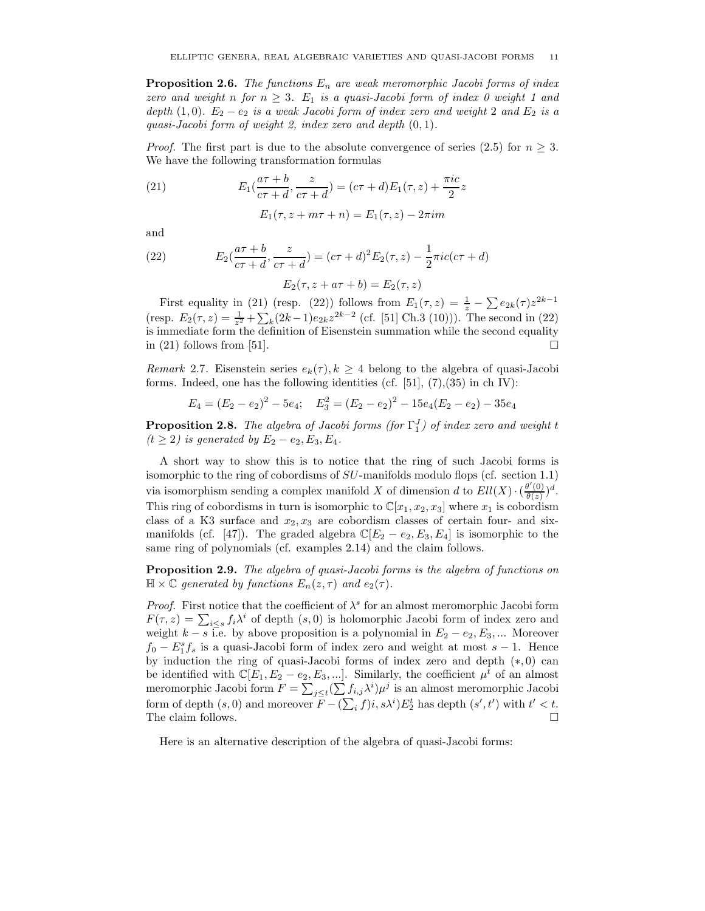**Proposition 2.6.** *The functions $E_n$ are weak meromorphic Jacobi forms of index zero and weight $n$ for $n \geq 3$. $E_1$ is a quasi-Jacobi form of index 0 weight 1 and depth $(1, 0)$. $E_2 - e_2$ is a weak Jacobi form of index zero and weight 2 and $E_2$ is a quasi-Jacobi form of weight 2, index zero and depth $(0, 1)$.*

*Proof.* The first part is due to the absolute convergence of series (2.5) for $n \geq 3$. We have the following transformation formulas

$$E_1(\frac{a\tau + b}{c\tau + d}, \frac{z}{c\tau + d}) = (c\tau + d)E_1(\tau, z) + \frac{\pi i c}{2} z \tag{21}$$

$$E_1(\tau, z + m\tau + n) = E_1(\tau, z) - 2\pi i m$$

and

$$E_2(\frac{a\tau + b}{c\tau + d}, \frac{z}{c\tau + d}) = (c\tau + d)^2 E_2(\tau, z) - \frac{1}{2}\pi i c(c\tau + d) \tag{22}$$

$$E_2(\tau, z + a\tau + b) = E_2(\tau, z)$$

First equality in (21) (resp. (22)) follows from $E_1(\tau, z) = \frac{1}{z} - \sum e_{2k}(\tau) z^{2k-1}$ (resp. $E_2(\tau, z) = \frac{1}{z^2} + \sum_k (2k-1) e_{2k} z^{2k-2}$ (cf. [51] Ch.3 (10))). The second in (22) is immediate form the definition of Eisenstein summation while the second equality in (21) follows from [51]. □

*Remark* 2.7. Eisenstein series $e_k(\tau), k \geq 4$ belong to the algebra of quasi-Jacobi forms. Indeed, one has the following identities (cf. [51], (7),(35) in ch IV):

$$E_4 = (E_2 - e_2)^2 - 5e_4; \quad E_3^2 = (E_2 - e_2)^2 - 15e_4(E_2 - e_2) - 35e_4$$

**Proposition 2.8.** *The algebra of Jacobi forms (for $\Gamma_1^J$) of index zero and weight $t$ ($t \geq 2$) is generated by $E_2 - e_2, E_3, E_4$.*

A short way to show this is to notice that the ring of such Jacobi forms is isomorphic to the ring of cobordisms of $SU$-manifolds modulo flops (cf. section 1.1) via isomorphism sending a complex manifold $X$ of dimension $d$ to $Ell(X) \cdot (\frac{\theta'(0)}{\theta(z)})^d$. This ring of cobordisms in turn is isomorphic to $\mathbb{C}[x_1, x_2, x_3]$ where $x_1$ is cobordism class of a K3 surface and $x_2, x_3$ are cobordism classes of certain four- and six-manifolds (cf. [47]). The graded algebra $\mathbb{C}[E_2 - e_2, E_3, E_4]$ is isomorphic to the same ring of polynomials (cf. examples 2.14) and the claim follows.

**Proposition 2.9.** *The algebra of quasi-Jacobi forms is the algebra of functions on $\mathbb{H} \times \mathbb{C}$ generated by functions $E_n(z, \tau)$ and $e_2(\tau)$.*

*Proof.* First notice that the coefficient of $\lambda^s$ for an almost meromorphic Jacobi form $F(\tau, z) = \sum_{i \leq s} f_i \lambda^i$ of depth $(s, 0)$ is holomorphic Jacobi form of index zero and weight $k - s$ i.e. by above proposition is a polynomial in $E_2 - e_2, E_3, \ldots$ Moreover $f_0 - E_1^s f_s$ is a quasi-Jacobi form of index zero and weight at most $s - 1$. Hence by induction the ring of quasi-Jacobi forms of index zero and depth $(*, 0)$ can be identified with $\mathbb{C}[E_1, E_2 - e_2, E_3, \ldots]$. Similarly, the coefficient $\mu^t$ of an almost meromorphic Jacobi form $F = \sum_{j \leq t} (\sum f_{i,j} \lambda^i) \mu^j$ is an almost meromorphic Jacobi form of depth $(s, 0)$ and moreover $F - (\sum_i f) i, s\lambda^i) E_2^t$ has depth $(s', t')$ with $t' < t$. The claim follows. □

Here is an alternative description of the algebra of quasi-Jacobi forms: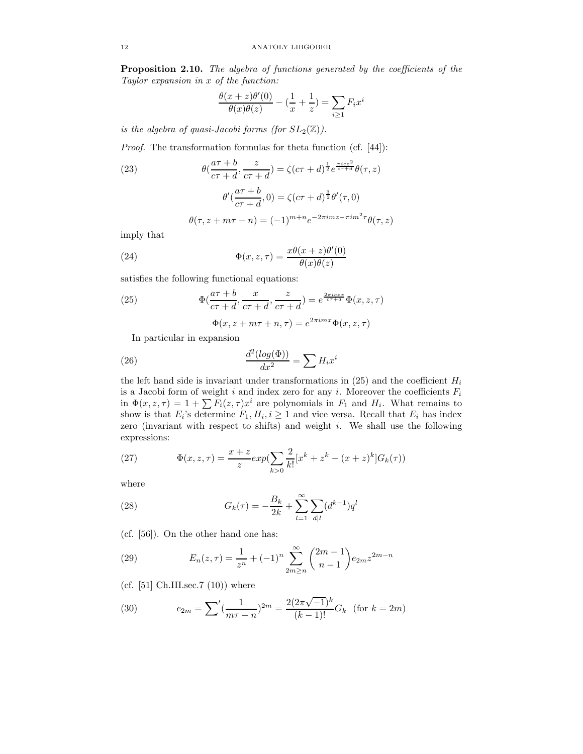**Proposition 2.10.** *The algebra of functions generated by the coefficients of the Taylor expansion in $x$ of the function:*

$$\frac{\theta(x+z)\theta'(0)}{\theta(x)\theta(z)} - (\frac{1}{x} + \frac{1}{z}) = \sum_{i \ge 1} F_i x^i$$

*is the algebra of quasi-Jacobi forms (for $SL_2(\mathbb{Z})$).*

*Proof.* The transformation formulas for theta function (cf. [44]):

$$\theta(\frac{a\tau+b}{c\tau+d}, \frac{z}{c\tau+d}) = \zeta(c\tau+d)^{\frac{1}{2}} e^{\frac{\pi i c z^2}{c\tau+d}} \theta(\tau, z) \tag{23}$$

$$\theta'(\frac{a\tau+b}{c\tau+d}, 0) = \zeta(c\tau+d)^{\frac{3}{2}} \theta'(\tau, 0)$$

$$\theta(\tau, z+m\tau+n) = (-1)^{m+n} e^{-2\pi i m z - \pi i m^2 \tau} \theta(\tau, z)$$

imply that

$$\Phi(x, z, \tau) = \frac{x\theta(x+z)\theta'(0)}{\theta(x)\theta(z)} \tag{24}$$

satisfies the following functional equations:

$$\Phi(\frac{a\tau+b}{c\tau+d}, \frac{x}{c\tau+d}, \frac{z}{c\tau+d}) = e^{\frac{2\pi i c z x}{c\tau+d}} \Phi(x, z, \tau) \tag{25}$$

$$\Phi(x, z+m\tau+n, \tau) = e^{2\pi i m x} \Phi(x, z, \tau)$$

In particular in expansion

$$\frac{d^2(log(\Phi))}{dx^2} = \sum H_i x^i \tag{26}$$

the left hand side is invariant under transformations in (25) and the coefficient $H_i$ is a Jacobi form of weight $i$ and index zero for any $i$. Moreover the coefficients $F_i$ in $\Phi(x, z, \tau) = 1 + \sum F_i(z, \tau) x^i$ are polynomials in $F_1$ and $H_i$. What remains to show is that $E_i$'s determine $F_1, H_i, i \ge 1$ and vice versa. Recall that $E_i$ has index zero (invariant with respect to shifts) and weight $i$. We shall use the following expressions:

$$\Phi(x, z, \tau) = \frac{x+z}{z} exp(\sum_{k>0} \frac{2}{k!}[x^k + z^k - (x+z)^k] G_k(\tau)) \tag{27}$$

where

$$G_k(\tau) = -\frac{B_k}{2k} + \sum_{l=1}^{\infty} \sum_{d|l} (d^{k-1}) q^l \tag{28}$$

(cf. [56]). On the other hand one has:

$$E_n(z, \tau) = \frac{1}{z^n} + (-1)^n \sum_{2m \ge n}^{\infty} \binom{2m-1}{n-1} e_{2m} z^{2m-n} \tag{29}$$

(cf. [51] Ch.III.sec.7 (10)) where

$$e_{2m} = \sum{}' (\frac{1}{m\tau+n})^{2m} = \frac{2(2\pi\sqrt{-1})^k}{(k-1)!} G_k \quad (\text{for } k = 2m) \tag{30}$$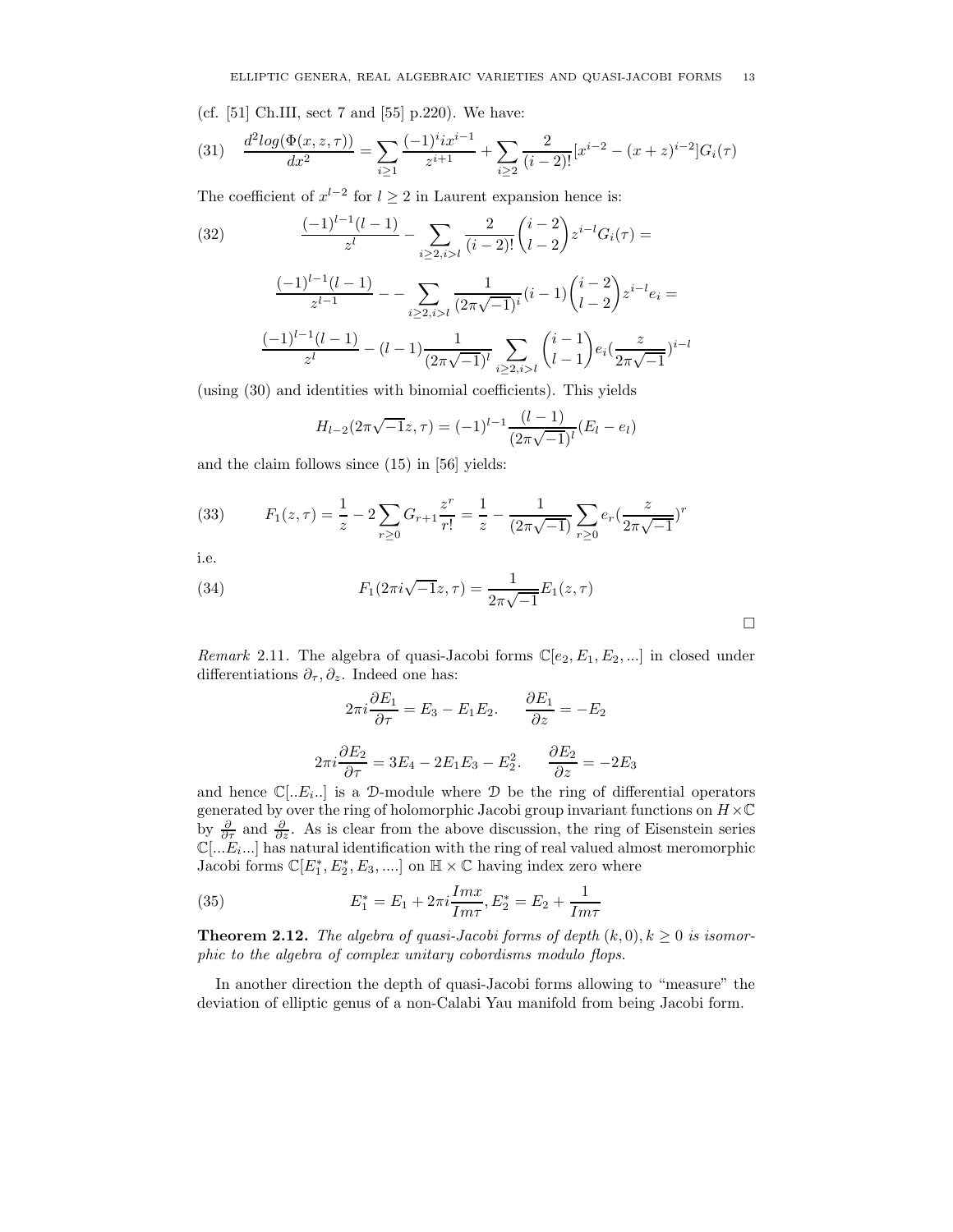(cf. [51] Ch.III, sect 7 and [55] p.220). We have:

$$\frac{d^2 log(\Phi(x,z,\tau))}{dx^2} = \sum_{i\geq 1} \frac{(-1)^i i x^{i-1}}{z^{i+1}} + \sum_{i\geq 2} \frac{2}{(i-2)!}[x^{i-2} - (x+z)^{i-2}]G_i(\tau) \tag{31}$$

The coefficient of $x^{l-2}$ for $l \geq 2$ in Laurent expansion hence is:

$$\frac{(-1)^{l-1}(l-1)}{z^l} - \sum_{i\geq 2, i>l} \frac{2}{(i-2)!}\binom{i-2}{l-2} z^{i-l} G_i(\tau) = \tag{32}$$

$$\frac{(-1)^{l-1}(l-1)}{z^{l-1}} - - \sum_{i\geq 2, i>l} \frac{1}{(2\pi\sqrt{-1})^i}(i-1)\binom{i-2}{l-2} z^{i-l} e_i =$$

$$\frac{(-1)^{l-1}(l-1)}{z^l} - (l-1)\frac{1}{(2\pi\sqrt{-1})^l} \sum_{i\geq 2, i>l} \binom{i-1}{l-1} e_i (\frac{z}{2\pi\sqrt{-1}})^{i-l}$$

(using (30) and identities with binomial coefficients). This yields

$$H_{l-2}(2\pi\sqrt{-1}z, \tau) = (-1)^{l-1}\frac{(l-1)}{(2\pi\sqrt{-1})^l}(E_l - e_l)$$

and the claim follows since (15) in [56] yields:

$$F_1(z,\tau) = \frac{1}{z} - 2\sum_{r\geq 0} G_{r+1}\frac{z^r}{r!} = \frac{1}{z} - \frac{1}{(2\pi\sqrt{-1})}\sum_{r\geq 0} e_r (\frac{z}{2\pi\sqrt{-1}})^r \tag{33}$$

i.e.

$$F_1(2\pi i\sqrt{-1}z, \tau) = \frac{1}{2\pi\sqrt{-1}} E_1(z,\tau) \tag{34}$$

$\square$

*Remark* 2.11. The algebra of quasi-Jacobi forms $\mathbb{C}[e_2, E_1, E_2, ...]$ in closed under differentiations $\partial_\tau, \partial_z$. Indeed one has:

$$2\pi i \frac{\partial E_1}{\partial \tau} = E_3 - E_1 E_2. \qquad \frac{\partial E_1}{\partial z} = -E_2$$

$$2\pi i \frac{\partial E_2}{\partial \tau} = 3E_4 - 2E_1 E_3 - E_2^2. \qquad \frac{\partial E_2}{\partial z} = -2E_3$$

and hence $\mathbb{C}[..E_i..]$ is a $\mathcal{D}$-module where $\mathcal{D}$ be the ring of differential operators generated by over the ring of holomorphic Jacobi group invariant functions on $H \times \mathbb{C}$ by $\frac{\partial}{\partial \tau}$ and $\frac{\partial}{\partial z}$. As is clear from the above discussion, the ring of Eisenstein series $\mathbb{C}[...E_i...]$ has natural identification with the ring of real valued almost meromorphic Jacobi forms $\mathbb{C}[E_1^*, E_2^*, E_3, ....]$ on $\mathbb{H} \times \mathbb{C}$ having index zero where

$$E_1^* = E_1 + 2\pi i \frac{Im x}{Im \tau}, E_2^* = E_2 + \frac{1}{Im\tau} \tag{35}$$

**Theorem 2.12.** *The algebra of quasi-Jacobi forms of depth $(k, 0), k \geq 0$ is isomorphic to the algebra of complex unitary cobordisms modulo flops.*

In another direction the depth of quasi-Jacobi forms allowing to "measure" the deviation of elliptic genus of a non-Calabi Yau manifold from being Jacobi form.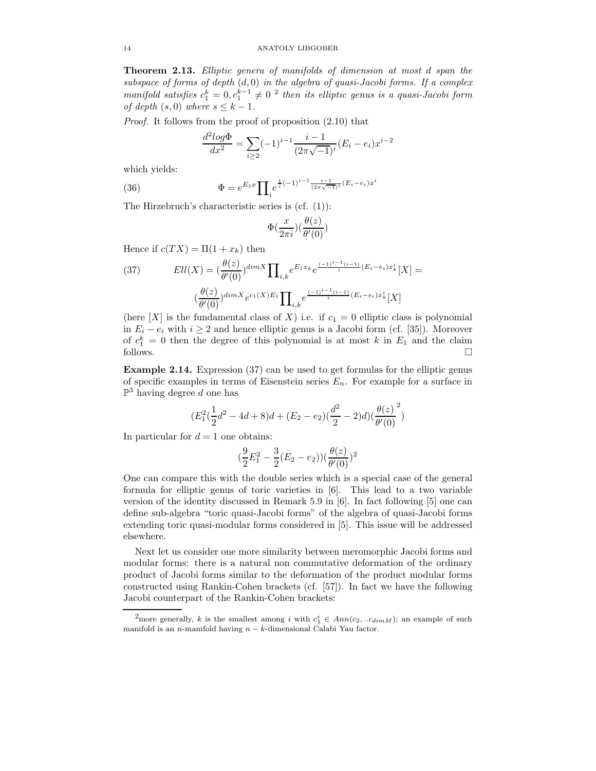**Theorem 2.13.** *Elliptic genera of manifolds of dimension at most d span the subspace of forms of depth $(d, 0)$ in the algebra of quasi-Jacobi forms. If a complex manifold satisfies $c_1^k = 0, c_1^{k-1} \neq 0$ [2] then its elliptic genus is a quasi-Jacobi form of depth $(s, 0)$ where $s \leq k - 1$.*

*Proof.* It follows from the proof of proposition (2.10) that

$$\frac{d^2 log \Phi}{dx^2} = \sum_{i \geq 2} (-1)^{i-1} \frac{i-1}{(2\pi\sqrt{-1})^i} (E_i - e_i) x^{i-2}$$

which yields:

$$\Phi = e^{E_1 x} \prod_i e^{\frac{1}{i}(-1)^{i-1} \frac{i-1}{(2\pi\sqrt{-1})^i}(E_i - e_i)x^i} \tag{36}$$

The Hirzebruch's characteristic series is (cf. (1)):

$$\Phi(\frac{x}{2\pi i})(\frac{\theta(z)}{\theta'(0)})$$

Hence if $c(TX) = \Pi(1 + x_k)$ then

$$Ell(X) = (\frac{\theta(z)}{\theta'(0)})^{dimX} \prod_{i,k} e^{E_1 x_k} e^{\frac{(-1)^{i-1}(i-1)}{i}(E_i - e_i)x_k^i}[X] = \tag{37}$$

$$(\frac{\theta(z)}{\theta'(0)})^{dimX} e^{c_1(X)E_1} \prod_{i,k} e^{\frac{(-1)^{i-1}(i-1)}{i}(E_i - e_i)x_k^i}[X]$$

(here $[X]$ is the fundamental class of $X$) i.e. if $c_1 = 0$ elliptic class is polynomial in $E_i - e_i$ with $i \geq 2$ and hence elliptic genus is a Jacobi form (cf. [35]). Moreover of $c_1^k = 0$ then the degree of this polynomial is at most $k$ in $E_1$ and the claim follows. $\square$

**Example 2.14.** Expression (37) can be used to get formulas for the elliptic genus of specific examples in terms of Eisenstein series $E_n$. For example for a surface in $\mathbb{P}^3$ having degree $d$ one has

$$(E_1^2(\frac{1}{2}d^2 - 4d + 8)d + (E_2 - e_2)(\frac{d^2}{2} - 2)d)(\frac{\theta(z)}{\theta'(0)}^2)$$

In particular for $d = 1$ one obtains:

$$(\frac{9}{2}E_1^2 - \frac{3}{2}(E_2 - e_2))(\frac{\theta(z)}{\theta'(0)})^2$$

One can compare this with the double series which is a special case of the general formula for elliptic genus of toric varieties in [6]. This lead to a two variable version of the identity discussed in Remark 5.9 in [6]. In fact following [5] one can define sub-algebra "toric quasi-Jacobi forms" of the algebra of quasi-Jacobi forms extending toric quasi-modular forms considered in [5]. This issue will be addressed elsewhere.

Next let us consider one more similarity between meromorphic Jacobi forms and modular forms: there is a natural non commutative deformation of the ordinary product of Jacobi forms similar to the deformation of the product modular forms constructed using Rankin-Cohen brackets (cf. [57]). In fact we have the following Jacobi counterpart of the Rankin-Cohen brackets:

---

[2] more generally, $k$ is the smallest among $i$ with $c_1^i \in Ann(c_2, ..c_{dimM})$; an example of such manifold is an $n$-manifold having $n - k$-dimensional Calabi Yau factor.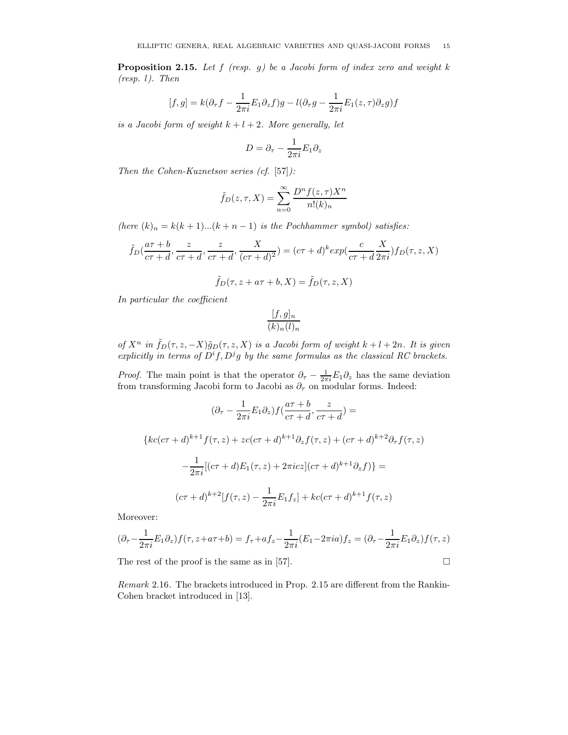**Proposition 2.15.** *Let $f$ (resp. $g$) be a Jacobi form of index zero and weight $k$ (resp. $l$). Then*

$$[f,g] = k(\partial_\tau f - \frac{1}{2\pi i}E_1\partial_z f)g - l(\partial_\tau g - \frac{1}{2\pi i}E_1(z,\tau)\partial_z g)f$$

*is a Jacobi form of weight $k+l+2$. More generally, let*

$$D = \partial_\tau - \frac{1}{2\pi i}E_1\partial_z$$

*Then the Cohen-Kuznetsov series (cf. [57]):*

$$\tilde{f}_D(z,\tau,X) = \sum_{n=0}^{\infty} \frac{D^n f(z,\tau)X^n}{n!(k)_n}$$

*(here $(k)_n = k(k+1)...(k+n-1)$ is the Pochhammer symbol) satisfies:*

$$\tilde{f}_D(\frac{a\tau+b}{c\tau+d}, \frac{z}{c\tau+d}, \frac{z}{c\tau+d}, \frac{X}{(c\tau+d)^2}) = (c\tau+d)^k exp(\frac{c}{c\tau+d}\frac{X}{2\pi i})f_D(\tau,z,X)$$

$$\tilde{f}_D(\tau, z+a\tau+b, X) = \tilde{f}_D(\tau,z,X)$$

*In particular the coefficient*

$$\frac{[f,g]_n}{(k)_n(l)_n}$$

*of $X^n$ in $\tilde{f}_D(\tau,z,-X)\tilde{g}_D(\tau,z,X)$ is a Jacobi form of weight $k+l+2n$. It is given explicitly in terms of $D^i f, D^j g$ by the same formulas as the classical RC brackets.*

*Proof.* The main point is that the operator $\partial_\tau - \frac{1}{2\pi i}E_1\partial_z$ has the same deviation from transforming Jacobi form to Jacobi as $\partial_\tau$ on modular forms. Indeed:

$$(\partial_\tau - \frac{1}{2\pi i}E_1\partial_z)f(\frac{a\tau+b}{c\tau+d}, \frac{z}{c\tau+d}) =$$

$$\{kc(c\tau+d)^{k+1}f(\tau,z) + zc(c\tau+d)^{k+1}\partial_z f(\tau,z) + (c\tau+d)^{k+2}\partial_\tau f(\tau,z)$$

$$-\frac{1}{2\pi i}[(c\tau+d)E_1(\tau,z) + 2\pi icz](c\tau+d)^{k+1}\partial_z f)\} =$$

$$(c\tau+d)^{k+2}[f(\tau,z) - \frac{1}{2\pi i}E_1 f_z] + kc(c\tau+d)^{k+1}f(\tau,z)$$

Moreover:

$$(\partial_\tau - \frac{1}{2\pi i}E_1\partial_z)f(\tau, z+a\tau+b) = f_\tau + af_z - \frac{1}{2\pi i}(E_1 - 2\pi ia)f_z = (\partial_\tau - \frac{1}{2\pi i}E_1\partial_z)f(\tau,z)$$

The rest of the proof is the same as in [57]. $\square$

*Remark* 2.16. The brackets introduced in Prop. 2.15 are different from the Rankin-Cohen bracket introduced in [13].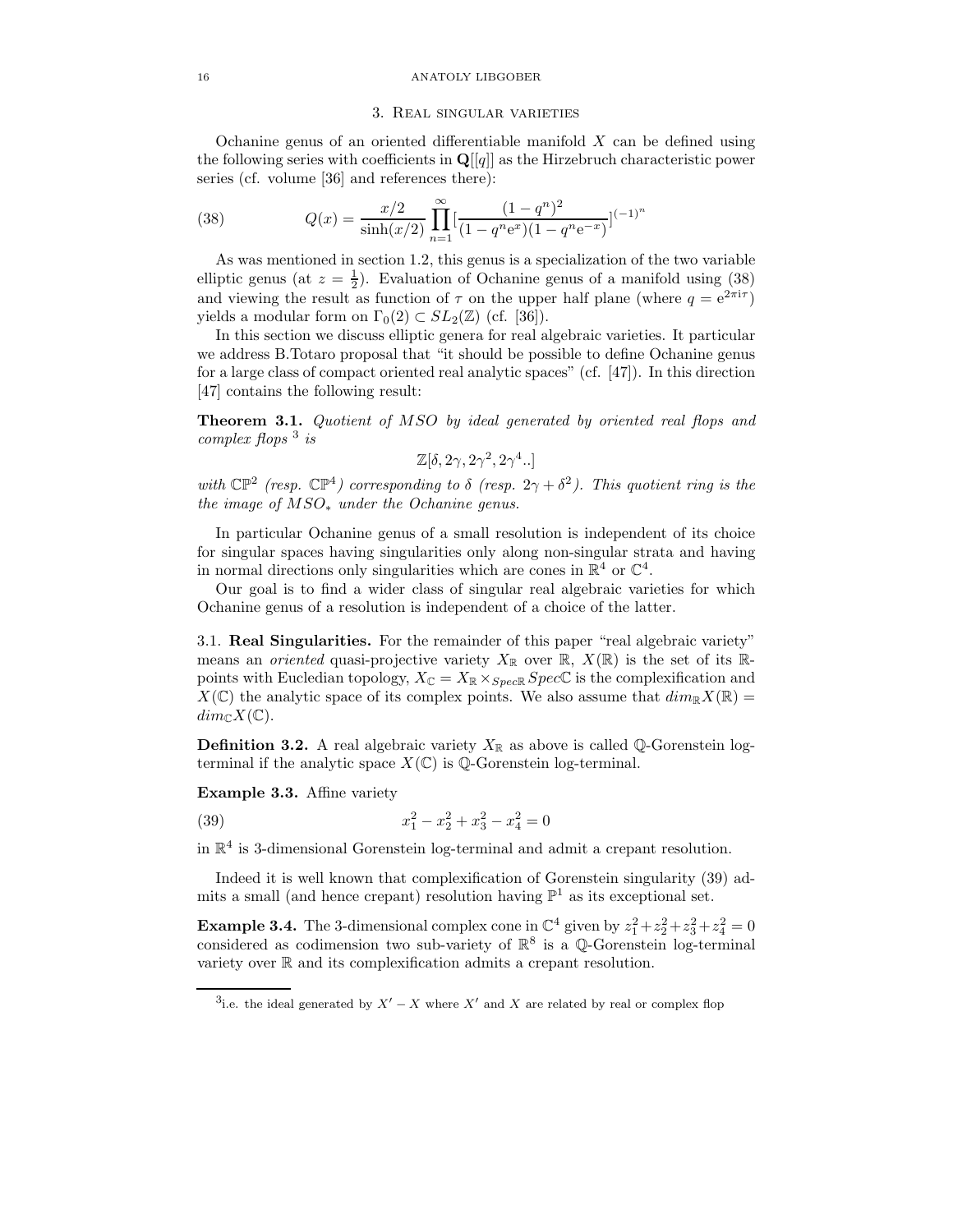## 3. Real singular varieties

Ochanine genus of an oriented differentiable manifold $X$ can be defined using the following series with coefficients in $\mathbf{Q}[[q]]$ as the Hirzebruch characteristic power series (cf. volume [36] and references there):

$$Q(x) = \frac{x/2}{\sinh(x/2)} \prod_{n=1}^{\infty} [\frac{(1-q^n)^2}{(1-q^n e^x)(1-q^n e^{-x})}]^{(-1)^n} \tag{38}$$

As was mentioned in section 1.2, this genus is a specialization of the two variable elliptic genus (at $z = \frac{1}{2}$). Evaluation of Ochanine genus of a manifold using (38) and viewing the result as function of $\tau$ on the upper half plane (where $q = e^{2\pi i \tau}$) yields a modular form on $\Gamma_0(2) \subset SL_2(\mathbb{Z})$ (cf. [36]).

In this section we discuss elliptic genera for real algebraic varieties. It particular we address B.Totaro proposal that "it should be possible to define Ochanine genus for a large class of compact oriented real analytic spaces" (cf. [47]). In this direction [47] contains the following result:

**Theorem 3.1.** *Quotient of $MSO$ by ideal generated by oriented real flops and complex flops* [3] *is*

$$\mathbb{Z}[\delta, 2\gamma, 2\gamma^2, 2\gamma^4..]$$

*with $\mathbb{CP}^2$ (resp. $\mathbb{CP}^4$) corresponding to $\delta$ (resp. $2\gamma + \delta^2$). This quotient ring is the the image of $MSO_*$ under the Ochanine genus.*

In particular Ochanine genus of a small resolution is independent of its choice for singular spaces having singularities only along non-singular strata and having in normal directions only singularities which are cones in $\mathbb{R}^4$ or $\mathbb{C}^4$.

Our goal is to find a wider class of singular real algebraic varieties for which Ochanine genus of a resolution is independent of a choice of the latter.

### 3.1. Real Singularities.

For the remainder of this paper "real algebraic variety" means an *oriented* quasi-projective variety $X_{\mathbb{R}}$ over $\mathbb{R}$, $X(\mathbb{R})$ is the set of its $\mathbb{R}$-points with Eucledian topology, $X_{\mathbb{C}} = X_{\mathbb{R}} \times_{Spec\mathbb{R}} Spec\mathbb{C}$ is the complexification and $X(\mathbb{C})$ the analytic space of its complex points. We also assume that $dim_{\mathbb{R}} X(\mathbb{R}) = dim_{\mathbb{C}} X(\mathbb{C})$.

**Definition 3.2.** A real algebraic variety $X_{\mathbb{R}}$ as above is called $\mathbb{Q}$-Gorenstein log-terminal if the analytic space $X(\mathbb{C})$ is $\mathbb{Q}$-Gorenstein log-terminal.

**Example 3.3.** Affine variety

$$x_1^2 - x_2^2 + x_3^2 - x_4^2 = 0 \tag{39}$$

in $\mathbb{R}^4$ is 3-dimensional Gorenstein log-terminal and admit a crepant resolution.

Indeed it is well known that complexification of Gorenstein singularity (39) admits a small (and hence crepant) resolution having $\mathbb{P}^1$ as its exceptional set.

**Example 3.4.** The 3-dimensional complex cone in $\mathbb{C}^4$ given by $z_1^2+z_2^2+z_3^2+z_4^2 = 0$ considered as codimension two sub-variety of $\mathbb{R}^8$ is a $\mathbb{Q}$-Gorenstein log-terminal variety over $\mathbb{R}$ and its complexification admits a crepant resolution.

---

[3] i.e. the ideal generated by $X' - X$ where $X'$ and $X$ are related by real or complex flop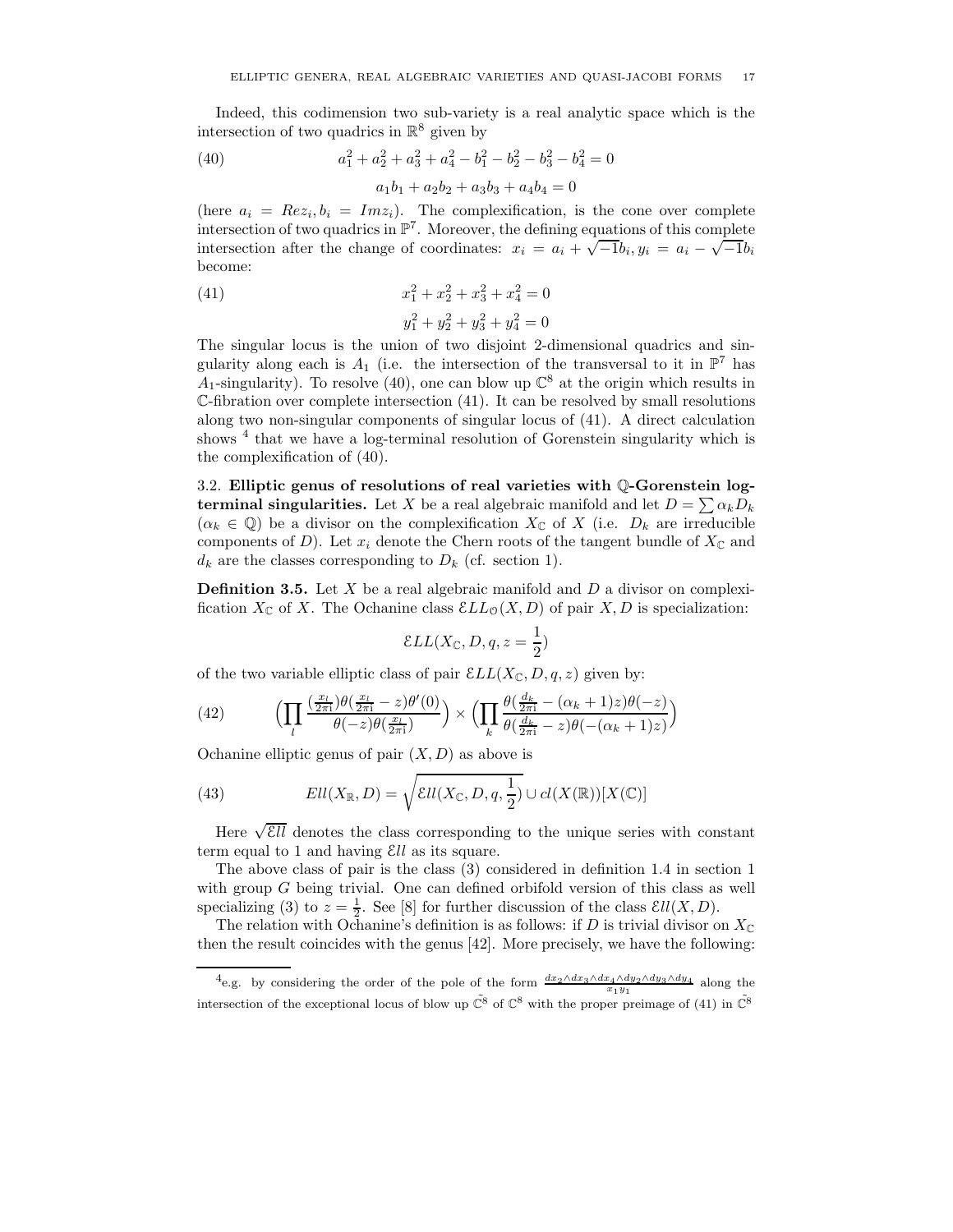Indeed, this codimension two sub-variety is a real analytic space which is the intersection of two quadrics in $\mathbb{R}^8$ given by

$$
\begin{aligned}
&a_1^2+a_2^2+a_3^2+a_4^2-b_1^2-b_2^2-b_3^2-b_4^2=0 \\
&a_1b_1+a_2b_2+a_3b_3+a_4b_4=0
\end{aligned} \tag{40}
$$

(here $a_i = Re z_i, b_i = Im z_i$). The complexification, is the cone over complete intersection of two quadrics in $\mathbb{P}^7$. Moreover, the defining equations of this complete intersection after the change of coordinates: $x_i = a_i + \sqrt{-1}b_i, y_i = a_i - \sqrt{-1}b_i$ become:

$$
\begin{aligned}
&x_1^2+x_2^2+x_3^2+x_4^2=0 \\
&y_1^2+y_2^2+y_3^2+y_4^2=0
\end{aligned} \tag{41}
$$

The singular locus is the union of two disjoint 2-dimensional quadrics and singularity along each is $A_1$ (i.e. the intersection of the transversal to it in $\mathbb{P}^7$ has $A_1$-singularity). To resolve (40), one can blow up $\mathbb{C}^8$ at the origin which results in $\mathbb{C}$-fibration over complete intersection (41). It can be resolved by small resolutions along two non-singular components of singular locus of (41). A direct calculation shows [4] that we have a log-terminal resolution of Gorenstein singularity which is the complexification of (40).

3.2. **Elliptic genus of resolutions of real varieties with $\mathbb{Q}$-Gorenstein log-terminal singularities.** Let $X$ be a real algebraic manifold and let $D = \sum \alpha_k D_k$ ($\alpha_k \in \mathbb{Q}$) be a divisor on the complexification $X_{\mathbb{C}}$ of $X$ (i.e. $D_k$ are irreducible components of $D$). Let $x_i$ denote the Chern roots of the tangent bundle of $X_{\mathbb{C}}$ and $d_k$ are the classes corresponding to $D_k$ (cf. section 1).

**Definition 3.5.** Let $X$ be a real algebraic manifold and $D$ a divisor on complexification $X_{\mathbb{C}}$ of $X$. The Ochanine class $\mathcal{E}LL_{\mathcal{O}}(X,D)$ of pair $X, D$ is specialization:

$$
\mathcal{E}LL(X_{\mathbb{C}}, D, q, z = \frac{1}{2})
$$

of the two variable elliptic class of pair $\mathcal{E}LL(X_{\mathbb{C}}, D, q, z)$ given by:

$$
\Big(\prod_l \frac{(\frac{x_l}{2\pi i})\theta(\frac{x_l}{2\pi i}-z)\theta'(0)}{\theta(-z)\theta(\frac{x_l}{2\pi i})}\Big) \times \Big(\prod_k \frac{\theta(\frac{d_k}{2\pi i}-(\alpha_k+1)z)\theta(-z)}{\theta(\frac{d_k}{2\pi i}-z)\theta(-(\alpha_k+1)z)}\Big) \tag{42}
$$

Ochanine elliptic genus of pair $(X, D)$ as above is

$$
Ell(X_{\mathbb{R}}, D) = \sqrt{\mathcal{E}ll(X_{\mathbb{C}}, D, q, \frac{1}{2})} \cup cl(X(\mathbb{R}))[X(\mathbb{C})] \tag{43}
$$

Here $\sqrt{\mathcal{E}ll}$ denotes the class corresponding to the unique series with constant term equal to 1 and having $\mathcal{E}ll$ as its square.

The above class of pair is the class (3) considered in definition 1.4 in section 1 with group $G$ being trivial. One can defined orbifold version of this class as well specializing (3) to $z = \frac{1}{2}$. See [8] for further discussion of the class $\mathcal{E}ll(X, D)$.

The relation with Ochanine's definition is as follows: if $D$ is trivial divisor on $X_{\mathbb{C}}$ then the result coincides with the genus [42]. More precisely, we have the following:

---

[4] e.g. by considering the order of the pole of the form $\frac{dx_2 \wedge dx_3 \wedge dx_4 \wedge dy_2 \wedge dy_3 \wedge dy_4}{x_1 y_1}$ along the intersection of the exceptional locus of blow up $\tilde{\mathbb{C}^8}$ of $\mathbb{C}^8$ with the proper preimage of (41) in $\tilde{\mathbb{C}^8}$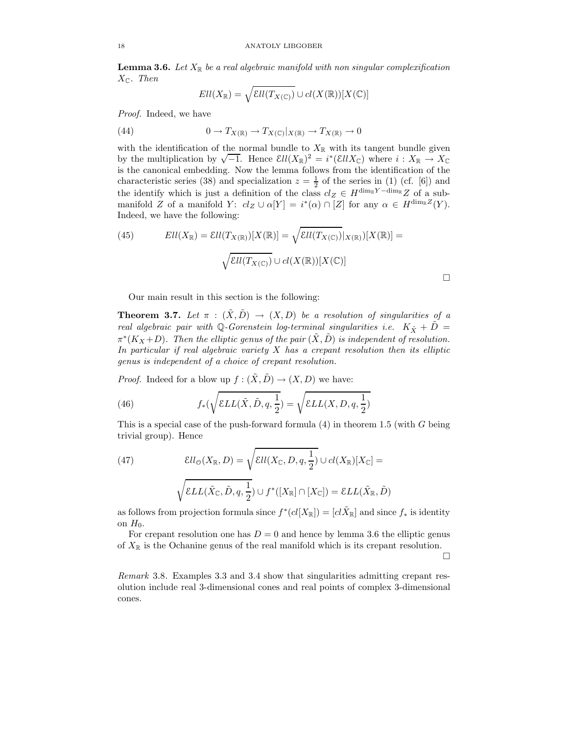**Lemma 3.6.** *Let $X_{\mathbb{R}}$ be a real algebraic manifold with non singular complexification $X_{\mathbb{C}}$. Then*

$$Ell(X_{\mathbb{R}}) = \sqrt{\mathcal{E}ll(T_{X(\mathbb{C})})} \cup cl(X(\mathbb{R}))[X(\mathbb{C})]$$

*Proof.* Indeed, we have

$$0 \to T_{X(\mathbb{R})} \to T_{X(\mathbb{C})}|_{X(\mathbb{R})} \to T_{X(\mathbb{R})} \to 0 \tag{44}$$

with the identification of the normal bundle to $X_{\mathbb{R}}$ with its tangent bundle given by the multiplication by $\sqrt{-1}$. Hence $\mathcal{E}ll(X_{\mathbb{R}})^2 = i^*(\mathcal{E}ll X_{\mathbb{C}})$ where $i : X_{\mathbb{R}} \to X_{\mathbb{C}}$ is the canonical embedding. Now the lemma follows from the identification of the characteristic series (38) and specialization $z = \frac{1}{2}$ of the series in (1) (cf. [6]) and the identify which is just a definition of the class $cl_Z \in H^{\dim_{\mathbb{R}} Y - \dim_{\mathbb{R}}} Z$ of a submanifold $Z$ of a manifold $Y$: $cl_Z \cup \alpha[Y] = i^*(\alpha) \cap [Z]$ for any $\alpha \in H^{\dim_{\mathbb{R}} Z}(Y)$. Indeed, we have the following:

$$Ell(X_{\mathbb{R}}) = \mathcal{E}ll(T_{X(\mathbb{R})})[X(\mathbb{R})] = \sqrt{\mathcal{E}ll(T_{X(\mathbb{C})})|_{X(\mathbb{R})})}[X(\mathbb{R})] = \tag{45}$$

$$\sqrt{\mathcal{E}ll(T_{X(\mathbb{C})})} \cup cl(X(\mathbb{R}))[X(\mathbb{C})]$$

$\square$

Our main result in this section is the following:

**Theorem 3.7.** *Let $\pi : (\tilde{X}, \tilde{D}) \to (X, D)$ be a resolution of singularities of a real algebraic pair with $\mathbb{Q}$-Gorenstein log-terminal singularities i.e. $K_{\tilde{X}} + \tilde{D} = \pi^*(K_X + D)$. Then the elliptic genus of the pair $(\tilde{X}, \tilde{D})$ is independent of resolution. In particular if real algebraic variety $X$ has a crepant resolution then its elliptic genus is independent of a choice of crepant resolution.*

*Proof.* Indeed for a blow up $f : (\tilde{X}, \tilde{D}) \to (X, D)$ we have:

$$f_*(\sqrt{\mathcal{E}LL(\tilde{X}, \tilde{D}, q, \frac{1}{2}}) = \sqrt{\mathcal{E}LL(X, D, q, \frac{1}{2}}) \tag{46}$$

This is a special case of the push-forward formula (4) in theorem 1.5 (with $G$ being trivial group). Hence

$$\mathcal{E}ll_{\mathcal{O}}(X_{\mathbb{R}}, D) = \sqrt{\mathcal{E}ll(X_{\mathbb{C}}, D, q, \frac{1}{2}}) \cup cl(X_{\mathbb{R}})[X_{\mathbb{C}}] = \tag{47}$$

$$\sqrt{\mathcal{E}LL(\tilde{X}_{\mathbb{C}}, \tilde{D}, q, \frac{1}{2}}) \cup f^*([X_{\mathbb{R}}] \cap [X_{\mathbb{C}}]) = \mathcal{E}LL(\tilde{X}_{\mathbb{R}}, \tilde{D})$$

as follows from projection formula since $f^*(cl[X_{\mathbb{R}}]) = [cl\tilde{X}_{\mathbb{R}}]$ and since $f_*$ is identity on $H_0$.

For crepant resolution one has $D = 0$ and hence by lemma 3.6 the elliptic genus of $X_{\mathbb{R}}$ is the Ochanine genus of the real manifold which is its crepant resolution.

$\square$

*Remark* 3.8. Examples 3.3 and 3.4 show that singularities admitting crepant resolution include real 3-dimensional cones and real points of complex 3-dimensional cones.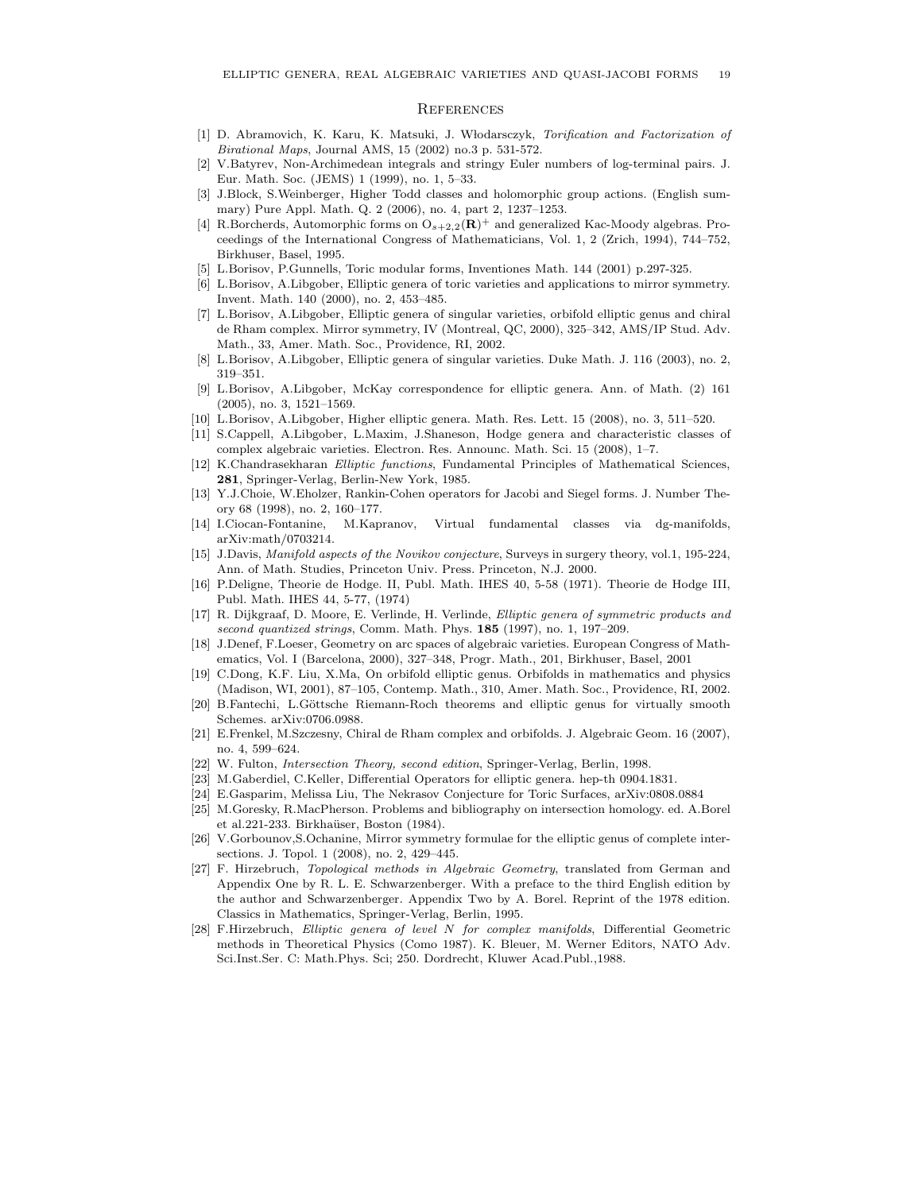## References

[1] D. Abramovich, K. Karu, K. Matsuki, J. Włodarsczyk, *Torification and Factorization of Birational Maps*, Journal AMS, 15 (2002) no.3 p. 531-572.

[2] V.Batyrev, Non-Archimedean integrals and stringy Euler numbers of log-terminal pairs. J. Eur. Math. Soc. (JEMS) 1 (1999), no. 1, 5–33.

[3] J.Block, S.Weinberger, Higher Todd classes and holomorphic group actions. (English summary) Pure Appl. Math. Q. 2 (2006), no. 4, part 2, 1237–1253.

[4] R.Borcherds, Automorphic forms on $O_{s+2,2}(\mathbf{R})^+$ and generalized Kac-Moody algebras. Proceedings of the International Congress of Mathematicians, Vol. 1, 2 (Zrich, 1994), 744–752, Birkhuser, Basel, 1995.

[5] L.Borisov, P.Gunnells, Toric modular forms, Inventiones Math. 144 (2001) p.297-325.

[6] L.Borisov, A.Libgober, Elliptic genera of toric varieties and applications to mirror symmetry. Invent. Math. 140 (2000), no. 2, 453–485.

[7] L.Borisov, A.Libgober, Elliptic genera of singular varieties, orbifold elliptic genus and chiral de Rham complex. Mirror symmetry, IV (Montreal, QC, 2000), 325–342, AMS/IP Stud. Adv. Math., 33, Amer. Math. Soc., Providence, RI, 2002.

[8] L.Borisov, A.Libgober, Elliptic genera of singular varieties. Duke Math. J. 116 (2003), no. 2, 319–351.

[9] L.Borisov, A.Libgober, McKay correspondence for elliptic genera. Ann. of Math. (2) 161 (2005), no. 3, 1521–1569.

[10] L.Borisov, A.Libgober, Higher elliptic genera. Math. Res. Lett. 15 (2008), no. 3, 511–520.

[11] S.Cappell, A.Libgober, L.Maxim, J.Shaneson, Hodge genera and characteristic classes of complex algebraic varieties. Electron. Res. Announc. Math. Sci. 15 (2008), 1–7.

[12] K.Chandrasekharan *Elliptic functions*, Fundamental Principles of Mathematical Sciences, **281**, Springer-Verlag, Berlin-New York, 1985.

[13] Y.J.Choie, W.Eholzer, Rankin-Cohen operators for Jacobi and Siegel forms. J. Number Theory 68 (1998), no. 2, 160–177.

[14] I.Ciocan-Fontanine, M.Kapranov, Virtual fundamental classes via dg-manifolds, arXiv:math/0703214.

[15] J.Davis, *Manifold aspects of the Novikov conjecture*, Surveys in surgery theory, vol.1, 195-224, Ann. of Math. Studies, Princeton Univ. Press. Princeton, N.J. 2000.

[16] P.Deligne, Theorie de Hodge. II, Publ. Math. IHES 40, 5-58 (1971). Theorie de Hodge III, Publ. Math. IHES 44, 5-77, (1974)

[17] R. Dijkgraaf, D. Moore, E. Verlinde, H. Verlinde, *Elliptic genera of symmetric products and second quantized strings*, Comm. Math. Phys. **185** (1997), no. 1, 197–209.

[18] J.Denef, F.Loeser, Geometry on arc spaces of algebraic varieties. European Congress of Mathematics, Vol. I (Barcelona, 2000), 327–348, Progr. Math., 201, Birkhuser, Basel, 2001

[19] C.Dong, K.F. Liu, X.Ma, On orbifold elliptic genus. Orbifolds in mathematics and physics (Madison, WI, 2001), 87–105, Contemp. Math., 310, Amer. Math. Soc., Providence, RI, 2002.

[20] B.Fantechi, L.Göttsche Riemann-Roch theorems and elliptic genus for virtually smooth Schemes. arXiv:0706.0988.

[21] E.Frenkel, M.Szczesny, Chiral de Rham complex and orbifolds. J. Algebraic Geom. 16 (2007), no. 4, 599–624.

[22] W. Fulton, *Intersection Theory, second edition*, Springer-Verlag, Berlin, 1998.

[23] M.Gaberdiel, C.Keller, Differential Operators for elliptic genera. hep-th 0904.1831.

[24] E.Gasparim, Melissa Liu, The Nekrasov Conjecture for Toric Surfaces, arXiv:0808.0884

[25] M.Goresky, R.MacPherson. Problems and bibliography on intersection homology. ed. A.Borel et al.221-233. Birkhaüser, Boston (1984).

[26] V.Gorbounov,S.Ochanine, Mirror symmetry formulae for the elliptic genus of complete intersections. J. Topol. 1 (2008), no. 2, 429–445.

[27] F. Hirzebruch, *Topological methods in Algebraic Geometry*, translated from German and Appendix One by R. L. E. Schwarzenberger. With a preface to the third English edition by the author and Schwarzenberger. Appendix Two by A. Borel. Reprint of the 1978 edition. Classics in Mathematics, Springer-Verlag, Berlin, 1995.

[28] F.Hirzebruch, *Elliptic genera of level N for complex manifolds*, Differential Geometric methods in Theoretical Physics (Como 1987). K. Bleuer, M. Werner Editors, NATO Adv. Sci.Inst.Ser. C: Math.Phys. Sci; 250. Dordrecht, Kluwer Acad.Publ.,1988.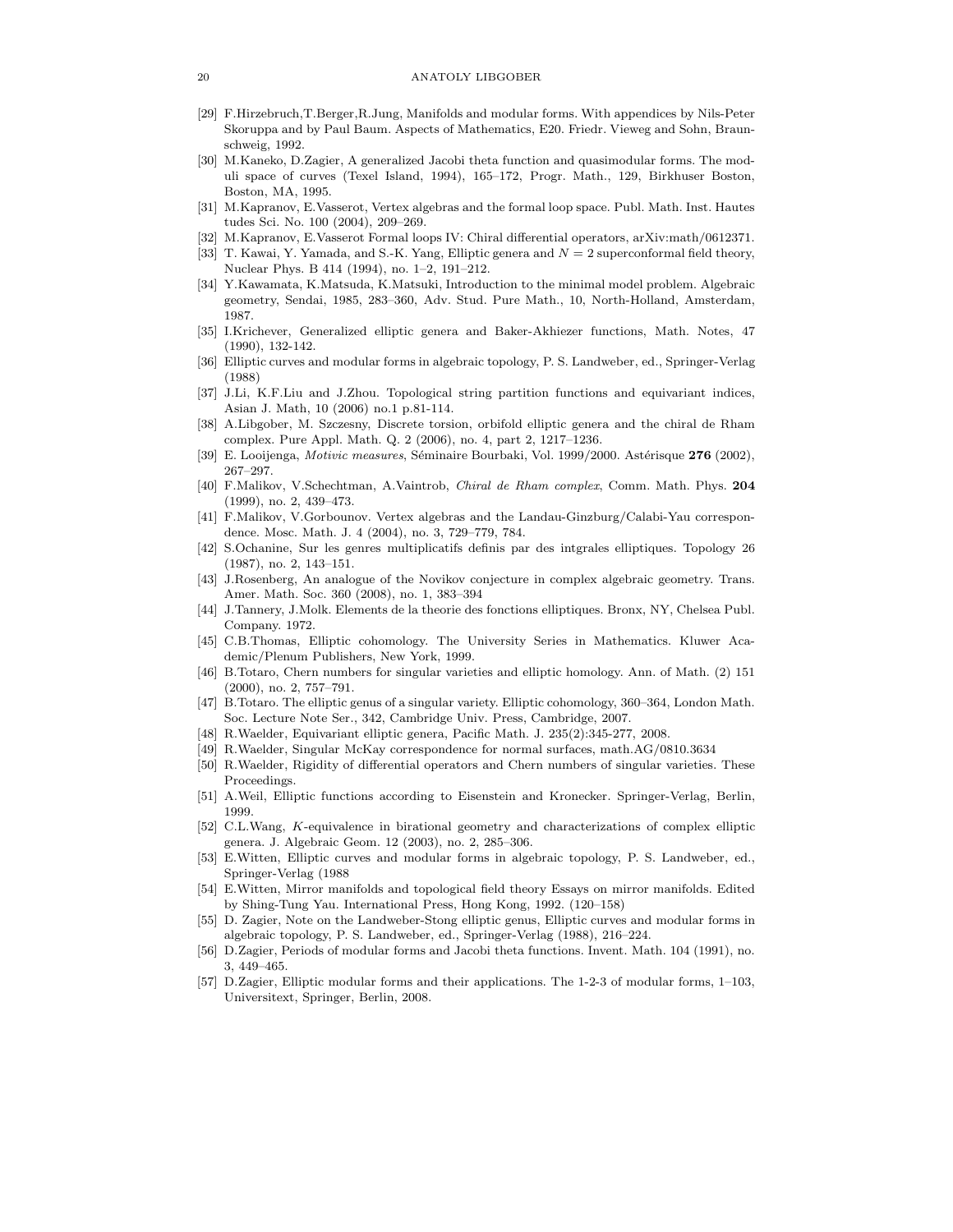[29] F.Hirzebruch,T.Berger,R.Jung, Manifolds and modular forms. With appendices by Nils-Peter Skoruppa and by Paul Baum. Aspects of Mathematics, E20. Friedr. Vieweg and Sohn, Braunschweig, 1992.

[30] M.Kaneko, D.Zagier, A generalized Jacobi theta function and quasimodular forms. The moduli space of curves (Texel Island, 1994), 165–172, Progr. Math., 129, Birkhuser Boston, Boston, MA, 1995.

[31] M.Kapranov, E.Vasserot, Vertex algebras and the formal loop space. Publ. Math. Inst. Hautes tudes Sci. No. 100 (2004), 209–269.

[32] M.Kapranov, E.Vasserot Formal loops IV: Chiral differential operators, arXiv:math/0612371.

[33] T. Kawai, Y. Yamada, and S.-K. Yang, Elliptic genera and $N = 2$ superconformal field theory, Nuclear Phys. B 414 (1994), no. 1–2, 191–212.

[34] Y.Kawamata, K.Matsuda, K.Matsuki, Introduction to the minimal model problem. Algebraic geometry, Sendai, 1985, 283–360, Adv. Stud. Pure Math., 10, North-Holland, Amsterdam, 1987.

[35] I.Krichever, Generalized elliptic genera and Baker-Akhiezer functions, Math. Notes, 47 (1990), 132-142.

[36] Elliptic curves and modular forms in algebraic topology, P. S. Landweber, ed., Springer-Verlag (1988)

[37] J.Li, K.F.Liu and J.Zhou. Topological string partition functions and equivariant indices, Asian J. Math, 10 (2006) no.1 p.81-114.

[38] A.Libgober, M. Szczesny, Discrete torsion, orbifold elliptic genera and the chiral de Rham complex. Pure Appl. Math. Q. 2 (2006), no. 4, part 2, 1217–1236.

[39] E. Looijenga, *Motivic measures*, Séminaire Bourbaki, Vol. 1999/2000. Astérisque **276** (2002), 267–297.

[40] F.Malikov, V.Schechtman, A.Vaintrob, *Chiral de Rham complex*, Comm. Math. Phys. **204** (1999), no. 2, 439–473.

[41] F.Malikov, V.Gorbounov. Vertex algebras and the Landau-Ginzburg/Calabi-Yau correspondence. Mosc. Math. J. 4 (2004), no. 3, 729–779, 784.

[42] S.Ochanine, Sur les genres multiplicatifs definis par des intgrales elliptiques. Topology 26 (1987), no. 2, 143–151.

[43] J.Rosenberg, An analogue of the Novikov conjecture in complex algebraic geometry. Trans. Amer. Math. Soc. 360 (2008), no. 1, 383–394

[44] J.Tannery, J.Molk. Elements de la theorie des fonctions elliptiques. Bronx, NY, Chelsea Publ. Company. 1972.

[45] C.B.Thomas, Elliptic cohomology. The University Series in Mathematics. Kluwer Academic/Plenum Publishers, New York, 1999.

[46] B.Totaro, Chern numbers for singular varieties and elliptic homology. Ann. of Math. (2) 151 (2000), no. 2, 757–791.

[47] B.Totaro. The elliptic genus of a singular variety. Elliptic cohomology, 360–364, London Math. Soc. Lecture Note Ser., 342, Cambridge Univ. Press, Cambridge, 2007.

[48] R.Waelder, Equivariant elliptic genera, Pacific Math. J. 235(2):345-277, 2008.

[49] R.Waelder, Singular McKay correspondence for normal surfaces, math.AG/0810.3634

[50] R.Waelder, Rigidity of differential operators and Chern numbers of singular varieties. These Proceedings.

[51] A.Weil, Elliptic functions according to Eisenstein and Kronecker. Springer-Verlag, Berlin, 1999.

[52] C.L.Wang, $K$-equivalence in birational geometry and characterizations of complex elliptic genera. J. Algebraic Geom. 12 (2003), no. 2, 285–306.

[53] E.Witten, Elliptic curves and modular forms in algebraic topology, P. S. Landweber, ed., Springer-Verlag (1988

[54] E.Witten, Mirror manifolds and topological field theory Essays on mirror manifolds. Edited by Shing-Tung Yau. International Press, Hong Kong, 1992. (120–158)

[55] D. Zagier, Note on the Landweber-Stong elliptic genus, Elliptic curves and modular forms in algebraic topology, P. S. Landweber, ed., Springer-Verlag (1988), 216–224.

[56] D.Zagier, Periods of modular forms and Jacobi theta functions. Invent. Math. 104 (1991), no. 3, 449–465.

[57] D.Zagier, Elliptic modular forms and their applications. The 1-2-3 of modular forms, 1–103, Universitext, Springer, Berlin, 2008.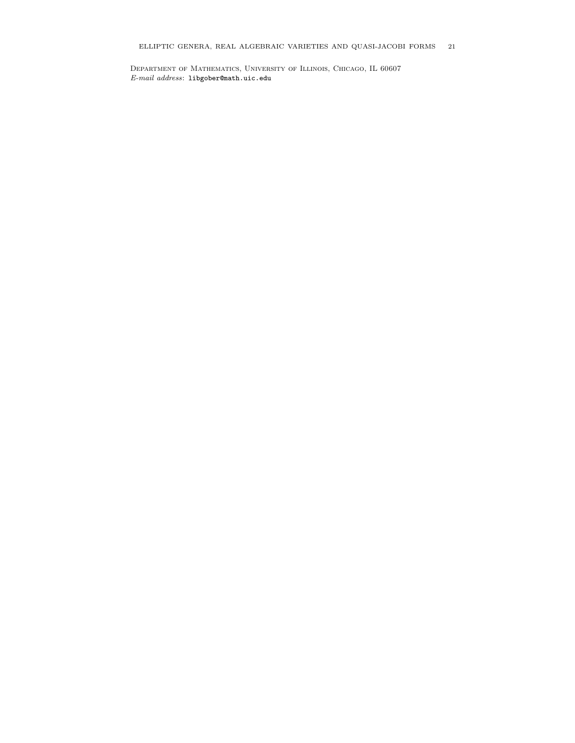Department of Mathematics, University of Illinois, Chicago, IL 60607

*E-mail address*: libgober@math.uic.edu